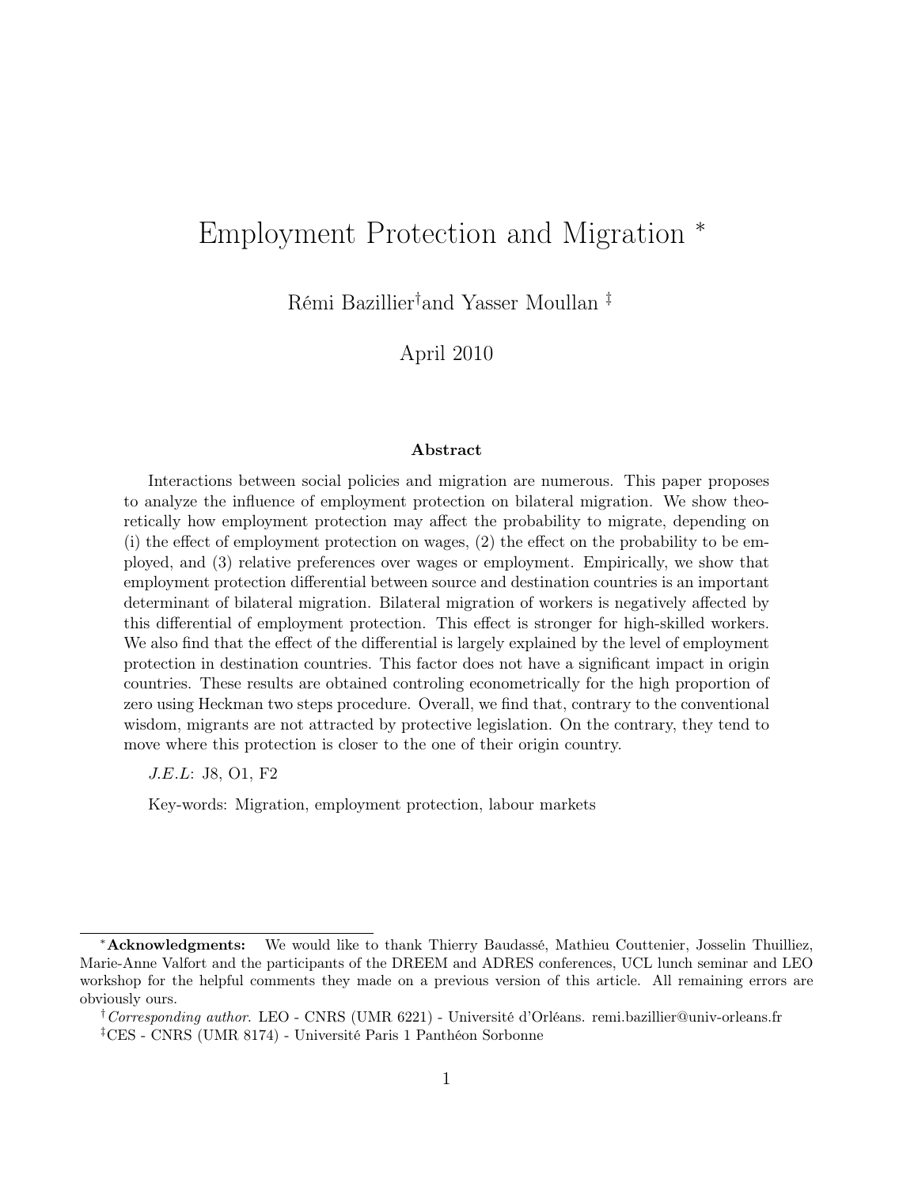# Employment Protection and Migration [*]

Rémi Bazillier[†] and Yasser Moullan [‡]

April 2010

### Abstract

Interactions between social policies and migration are numerous. This paper proposes to analyze the influence of employment protection on bilateral migration. We show theoretically how employment protection may affect the probability to migrate, depending on (i) the effect of employment protection on wages, (2) the effect on the probability to be employed, and (3) relative preferences over wages or employment. Empirically, we show that employment protection differential between source and destination countries is an important determinant of bilateral migration. Bilateral migration of workers is negatively affected by this differential of employment protection. This effect is stronger for high-skilled workers. We also find that the effect of the differential is largely explained by the level of employment protection in destination countries. This factor does not have a significant impact in origin countries. These results are obtained controling econometrically for the high proportion of zero using Heckman two steps procedure. Overall, we find that, contrary to the conventional wisdom, migrants are not attracted by protective legislation. On the contrary, they tend to move where this protection is closer to the one of their origin country.

*J.E.L*: J8, O1, F2

Key-words: Migration, employment protection, labour markets

---

[*] **Acknowledgments:** We would like to thank Thierry Baudassé, Mathieu Couttenier, Josselin Thuilliez, Marie-Anne Valfort and the participants of the DREEM and ADRES conferences, UCL lunch seminar and LEO workshop for the helpful comments they made on a previous version of this article. All remaining errors are obviously ours.

[†] *Corresponding author.* LEO - CNRS (UMR 6221) - Université d'Orléans. remi.bazillier@univ-orleans.fr

[‡] CES - CNRS (UMR 8174) - Université Paris 1 Panthéon Sorbonne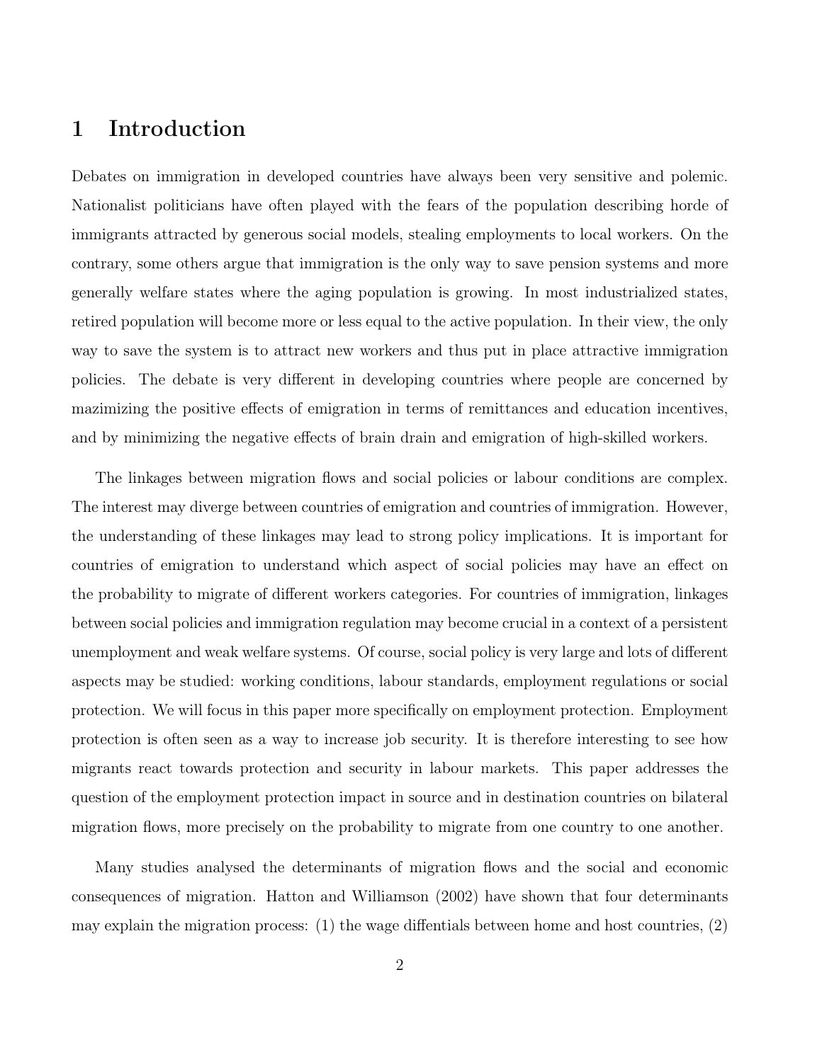# 1 Introduction

Debates on immigration in developed countries have always been very sensitive and polemic. Nationalist politicians have often played with the fears of the population describing horde of immigrants attracted by generous social models, stealing employments to local workers. On the contrary, some others argue that immigration is the only way to save pension systems and more generally welfare states where the aging population is growing. In most industrialized states, retired population will become more or less equal to the active population. In their view, the only way to save the system is to attract new workers and thus put in place attractive immigration policies. The debate is very different in developing countries where people are concerned by mazimizing the positive effects of emigration in terms of remittances and education incentives, and by minimizing the negative effects of brain drain and emigration of high-skilled workers.

The linkages between migration flows and social policies or labour conditions are complex. The interest may diverge between countries of emigration and countries of immigration. However, the understanding of these linkages may lead to strong policy implications. It is important for countries of emigration to understand which aspect of social policies may have an effect on the probability to migrate of different workers categories. For countries of immigration, linkages between social policies and immigration regulation may become crucial in a context of a persistent unemployment and weak welfare systems. Of course, social policy is very large and lots of different aspects may be studied: working conditions, labour standards, employment regulations or social protection. We will focus in this paper more specifically on employment protection. Employment protection is often seen as a way to increase job security. It is therefore interesting to see how migrants react towards protection and security in labour markets. This paper addresses the question of the employment protection impact in source and in destination countries on bilateral migration flows, more precisely on the probability to migrate from one country to one another.

Many studies analysed the determinants of migration flows and the social and economic consequences of migration. Hatton and Williamson (2002) have shown that four determinants may explain the migration process: (1) the wage diffentials between home and host countries, (2)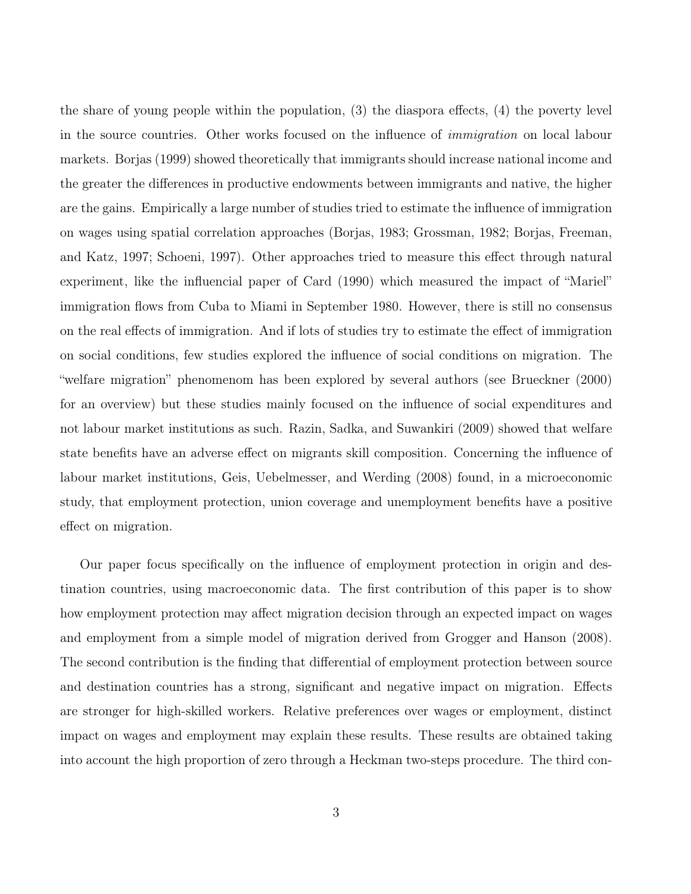the share of young people within the population, (3) the diaspora effects, (4) the poverty level in the source countries. Other works focused on the influence of *immigration* on local labour markets. Borjas (1999) showed theoretically that immigrants should increase national income and the greater the differences in productive endowments between immigrants and native, the higher are the gains. Empirically a large number of studies tried to estimate the influence of immigration on wages using spatial correlation approaches (Borjas, 1983; Grossman, 1982; Borjas, Freeman, and Katz, 1997; Schoeni, 1997). Other approaches tried to measure this effect through natural experiment, like the influencial paper of Card (1990) which measured the impact of "Mariel" immigration flows from Cuba to Miami in September 1980. However, there is still no consensus on the real effects of immigration. And if lots of studies try to estimate the effect of immigration on social conditions, few studies explored the influence of social conditions on migration. The "welfare migration" phenomenom has been explored by several authors (see Brueckner (2000) for an overview) but these studies mainly focused on the influence of social expenditures and not labour market institutions as such. Razin, Sadka, and Suwankiri (2009) showed that welfare state benefits have an adverse effect on migrants skill composition. Concerning the influence of labour market institutions, Geis, Uebelmesser, and Werding (2008) found, in a microeconomic study, that employment protection, union coverage and unemployment benefits have a positive effect on migration.

Our paper focus specifically on the influence of employment protection in origin and destination countries, using macroeconomic data. The first contribution of this paper is to show how employment protection may affect migration decision through an expected impact on wages and employment from a simple model of migration derived from Grogger and Hanson (2008). The second contribution is the finding that differential of employment protection between source and destination countries has a strong, significant and negative impact on migration. Effects are stronger for high-skilled workers. Relative preferences over wages or employment, distinct impact on wages and employment may explain these results. These results are obtained taking into account the high proportion of zero through a Heckman two-steps procedure. The third con-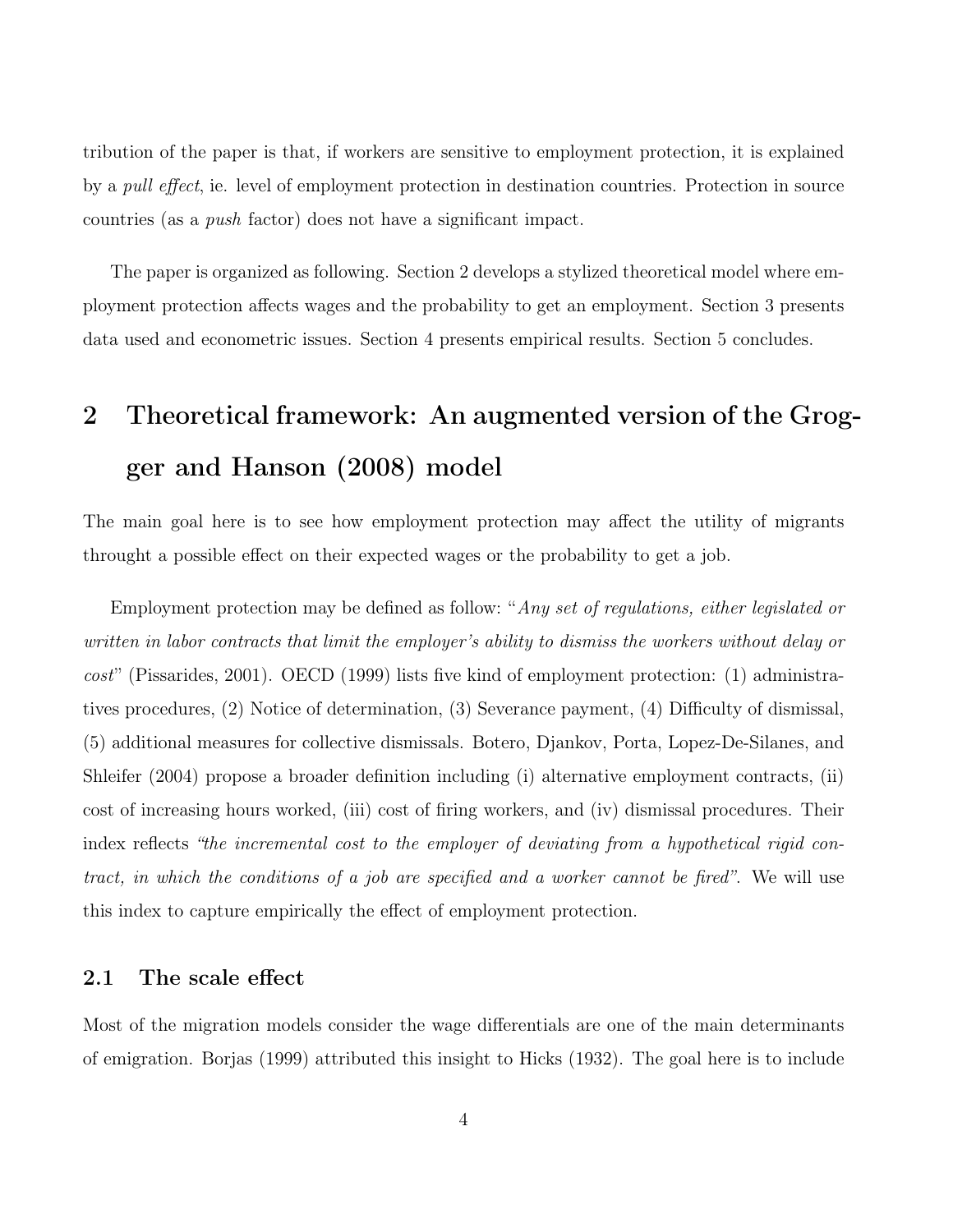tribution of the paper is that, if workers are sensitive to employment protection, it is explained by a *pull effect*, ie. level of employment protection in destination countries. Protection in source countries (as a *push* factor) does not have a significant impact.

The paper is organized as following. Section 2 develops a stylized theoretical model where employment protection affects wages and the probability to get an employment. Section 3 presents data used and econometric issues. Section 4 presents empirical results. Section 5 concludes.

## 2 Theoretical framework: An augmented version of the Grogger and Hanson (2008) model

The main goal here is to see how employment protection may affect the utility of migrants throught a possible effect on their expected wages or the probability to get a job.

Employment protection may be defined as follow: "*Any set of regulations, either legislated or written in labor contracts that limit the employer's ability to dismiss the workers without delay or cost*" (Pissarides, 2001). OECD (1999) lists five kind of employment protection: (1) administratives procedures, (2) Notice of determination, (3) Severance payment, (4) Difficulty of dismissal, (5) additional measures for collective dismissals. Botero, Djankov, Porta, Lopez-De-Silanes, and Shleifer (2004) propose a broader definition including (i) alternative employment contracts, (ii) cost of increasing hours worked, (iii) cost of firing workers, and (iv) dismissal procedures. Their index reflects *"the incremental cost to the employer of deviating from a hypothetical rigid contract, in which the conditions of a job are specified and a worker cannot be fired"*. We will use this index to capture empirically the effect of employment protection.

### 2.1 The scale effect

Most of the migration models consider the wage differentials are one of the main determinants of emigration. Borjas (1999) attributed this insight to Hicks (1932). The goal here is to include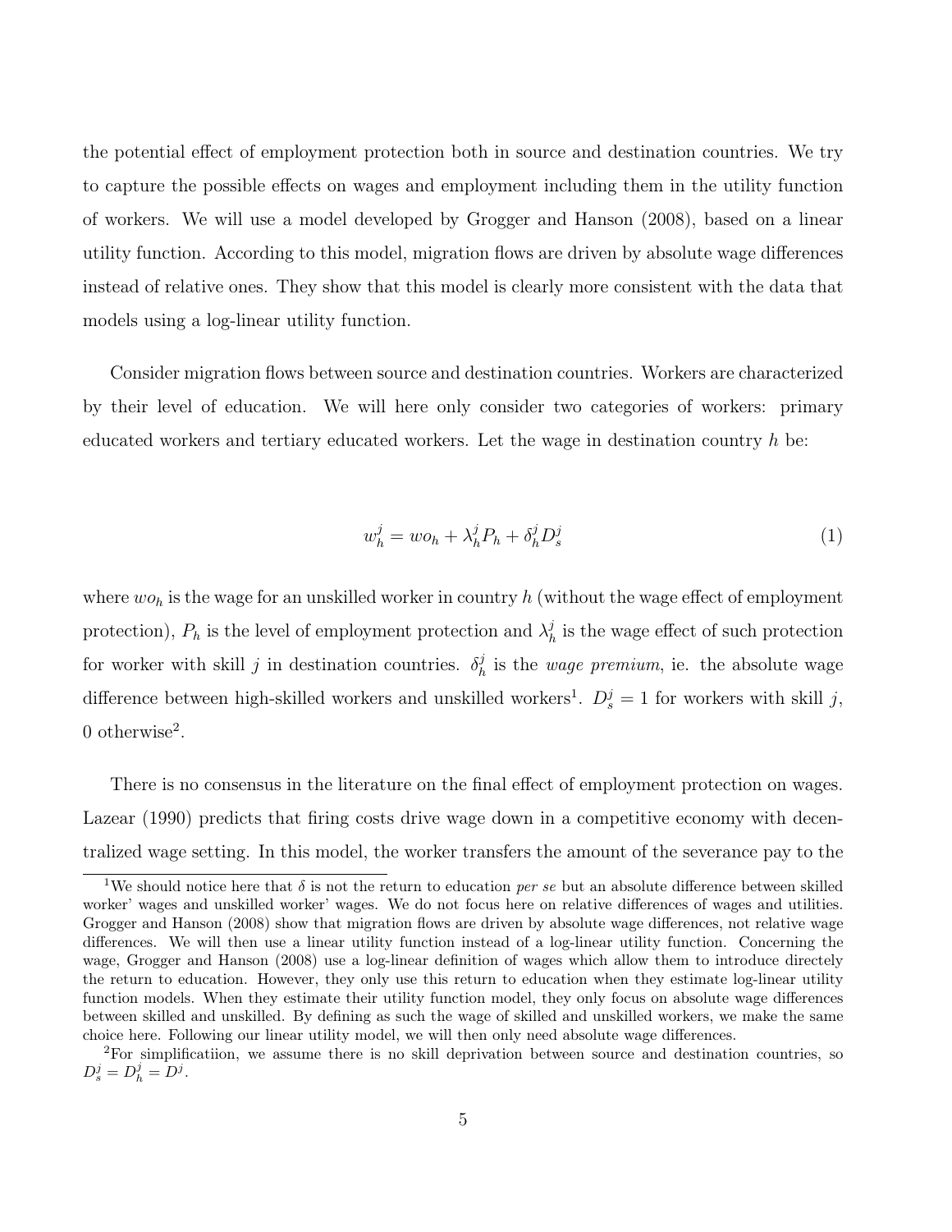the potential effect of employment protection both in source and destination countries. We try to capture the possible effects on wages and employment including them in the utility function of workers. We will use a model developed by Grogger and Hanson (2008), based on a linear utility function. According to this model, migration flows are driven by absolute wage differences instead of relative ones. They show that this model is clearly more consistent with the data that models using a log-linear utility function.

Consider migration flows between source and destination countries. Workers are characterized by their level of education. We will here only consider two categories of workers: primary educated workers and tertiary educated workers. Let the wage in destination country $h$ be:

$$w_h^j = wo_h + \lambda_h^j P_h + \delta_h^j D_s^j \tag{1}$$

where $wo_h$ is the wage for an unskilled worker in country $h$ (without the wage effect of employment protection), $P_h$ is the level of employment protection and $\lambda_h^j$ is the wage effect of such protection for worker with skill $j$ in destination countries. $\delta_h^j$ is the *wage premium*, ie. the absolute wage difference between high-skilled workers and unskilled workers[1]. $D_s^j = 1$ for workers with skill $j$, 0 otherwise[2].

There is no consensus in the literature on the final effect of employment protection on wages. Lazear (1990) predicts that firing costs drive wage down in a competitive economy with decentralized wage setting. In this model, the worker transfers the amount of the severance pay to the

---

[1]We should notice here that $\delta$ is not the return to education *per se* but an absolute difference between skilled worker' wages and unskilled worker' wages. We do not focus here on relative differences of wages and utilities. Grogger and Hanson (2008) show that migration flows are driven by absolute wage differences, not relative wage differences. We will then use a linear utility function instead of a log-linear utility function. Concerning the wage, Grogger and Hanson (2008) use a log-linear definition of wages which allow them to introduce directely the return to education. However, they only use this return to education when they estimate log-linear utility function models. When they estimate their utility function model, they only focus on absolute wage differences between skilled and unskilled. By defining as such the wage of skilled and unskilled workers, we make the same choice here. Following our linear utility model, we will then only need absolute wage differences.

[2]For simplificatiion, we assume there is no skill deprivation between source and destination countries, so $D_s^j = D_h^j = D^j$.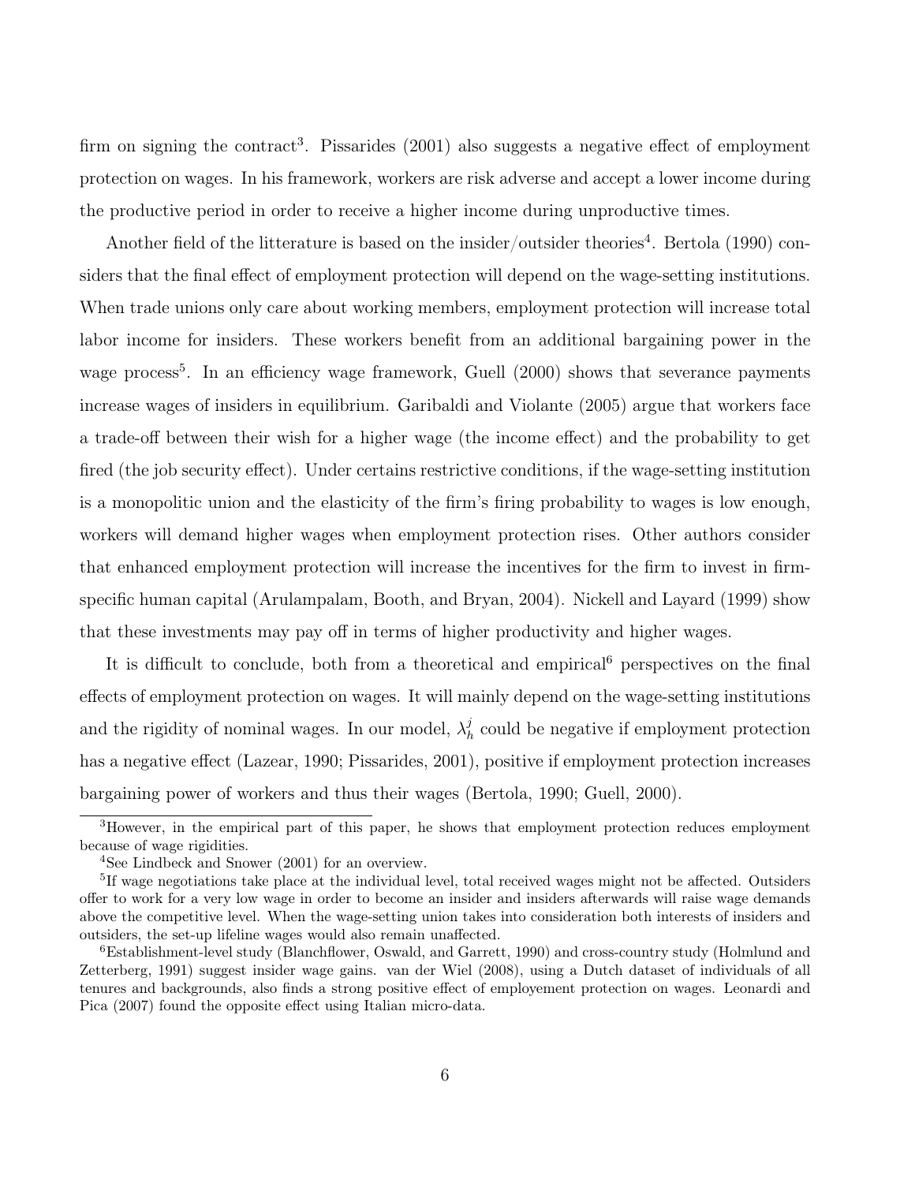firm on signing the contract[3]. Pissarides (2001) also suggests a negative effect of employment protection on wages. In his framework, workers are risk adverse and accept a lower income during the productive period in order to receive a higher income during unproductive times.

Another field of the litterature is based on the insider/outsider theories[4]. Bertola (1990) considers that the final effect of employment protection will depend on the wage-setting institutions. When trade unions only care about working members, employment protection will increase total labor income for insiders. These workers benefit from an additional bargaining power in the wage process[5]. In an efficiency wage framework, Guell (2000) shows that severance payments increase wages of insiders in equilibrium. Garibaldi and Violante (2005) argue that workers face a trade-off between their wish for a higher wage (the income effect) and the probability to get fired (the job security effect). Under certains restrictive conditions, if the wage-setting institution is a monopolitic union and the elasticity of the firm's firing probability to wages is low enough, workers will demand higher wages when employment protection rises. Other authors consider that enhanced employment protection will increase the incentives for the firm to invest in firm-specific human capital (Arulampalam, Booth, and Bryan, 2004). Nickell and Layard (1999) show that these investments may pay off in terms of higher productivity and higher wages.

It is difficult to conclude, both from a theoretical and empirical[6] perspectives on the final effects of employment protection on wages. It will mainly depend on the wage-setting institutions and the rigidity of nominal wages. In our model, $\lambda_h^j$ could be negative if employment protection has a negative effect (Lazear, 1990; Pissarides, 2001), positive if employment protection increases bargaining power of workers and thus their wages (Bertola, 1990; Guell, 2000).

[3] However, in the empirical part of this paper, he shows that employment protection reduces employment because of wage rigidities.

[4] See Lindbeck and Snower (2001) for an overview.

[5] If wage negotiations take place at the individual level, total received wages might not be affected. Outsiders offer to work for a very low wage in order to become an insider and insiders afterwards will raise wage demands above the competitive level. When the wage-setting union takes into consideration both interests of insiders and outsiders, the set-up lifeline wages would also remain unaffected.

[6] Establishment-level study (Blanchflower, Oswald, and Garrett, 1990) and cross-country study (Holmlund and Zetterberg, 1991) suggest insider wage gains. van der Wiel (2008), using a Dutch dataset of individuals of all tenures and backgrounds, also finds a strong positive effect of employement protection on wages. Leonardi and Pica (2007) found the opposite effect using Italian micro-data.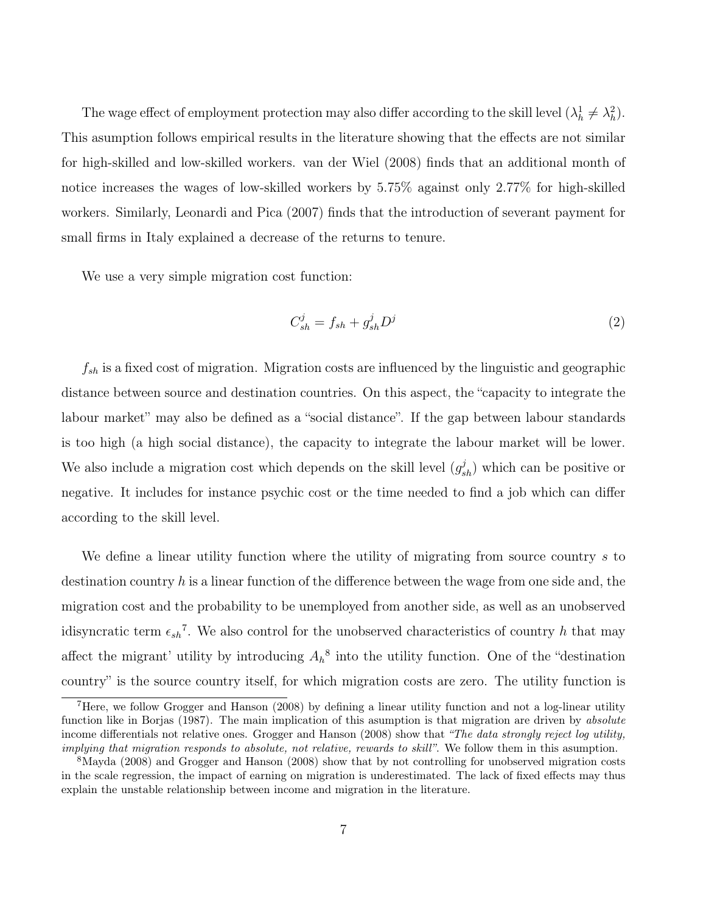The wage effect of employment protection may also differ according to the skill level ($\lambda_h^1 \neq \lambda_h^2$). This asumption follows empirical results in the literature showing that the effects are not similar for high-skilled and low-skilled workers. van der Wiel (2008) finds that an additional month of notice increases the wages of low-skilled workers by 5.75% against only 2.77% for high-skilled workers. Similarly, Leonardi and Pica (2007) finds that the introduction of severant payment for small firms in Italy explained a decrease of the returns to tenure.

We use a very simple migration cost function:

$$C_{sh}^j = f_{sh} + g_{sh}^j D^j \tag{2}$$

$f_{sh}$ is a fixed cost of migration. Migration costs are influenced by the linguistic and geographic distance between source and destination countries. On this aspect, the "capacity to integrate the labour market" may also be defined as a "social distance". If the gap between labour standards is too high (a high social distance), the capacity to integrate the labour market will be lower. We also include a migration cost which depends on the skill level ($g_{sh}^j$) which can be positive or negative. It includes for instance psychic cost or the time needed to find a job which can differ according to the skill level.

We define a linear utility function where the utility of migrating from source country $s$ to destination country $h$ is a linear function of the difference between the wage from one side and, the migration cost and the probability to be unemployed from another side, as well as an unobserved idisyncratic term $\epsilon_{sh}$[7]. We also control for the unobserved characteristics of country $h$ that may affect the migrant' utility by introducing $A_h$[8] into the utility function. One of the "destination country" is the source country itself, for which migration costs are zero. The utility function is

[7]Here, we follow Grogger and Hanson (2008) by defining a linear utility function and not a log-linear utility function like in Borjas (1987). The main implication of this asumption is that migration are driven by *absolute* income differentials not relative ones. Grogger and Hanson (2008) show that *"The data strongly reject log utility, implying that migration responds to absolute, not relative, rewards to skill"*. We follow them in this asumption.

[8]Mayda (2008) and Grogger and Hanson (2008) show that by not controlling for unobserved migration costs in the scale regression, the impact of earning on migration is underestimated. The lack of fixed effects may thus explain the unstable relationship between income and migration in the literature.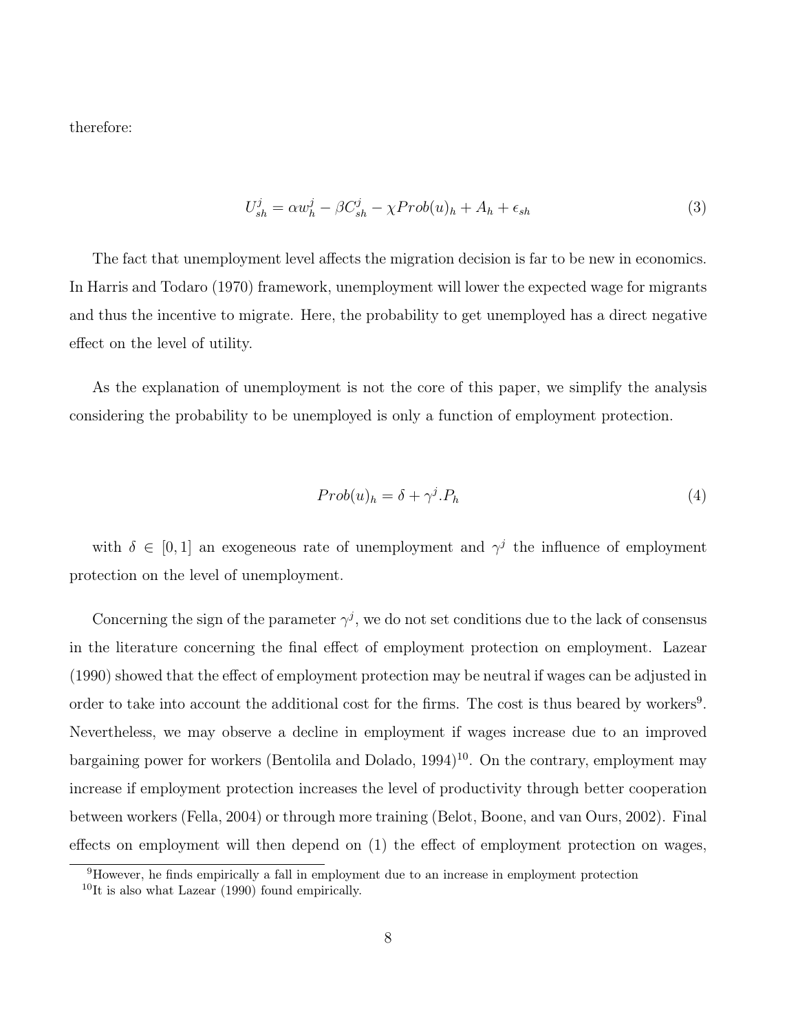therefore:

$$U_{sh}^{j} = \alpha w_{h}^{j} - \beta C_{sh}^{j} - \chi Prob(u)_{h} + A_{h} + \epsilon_{sh} \tag{3}$$

The fact that unemployment level affects the migration decision is far to be new in economics. In Harris and Todaro (1970) framework, unemployment will lower the expected wage for migrants and thus the incentive to migrate. Here, the probability to get unemployed has a direct negative effect on the level of utility.

As the explanation of unemployment is not the core of this paper, we simplify the analysis considering the probability to be unemployed is only a function of employment protection.

$$Prob(u)_{h} = \delta + \gamma^{j}.P_{h} \tag{4}$$

with $\delta \in [0, 1]$ an exogeneous rate of unemployment and $\gamma^{j}$ the influence of employment protection on the level of unemployment.

Concerning the sign of the parameter $\gamma^{j}$, we do not set conditions due to the lack of consensus in the literature concerning the final effect of employment protection on employment. Lazear (1990) showed that the effect of employment protection may be neutral if wages can be adjusted in order to take into account the additional cost for the firms. The cost is thus beared by workers[9]. Nevertheless, we may observe a decline in employment if wages increase due to an improved bargaining power for workers (Bentolila and Dolado, 1994)[10]. On the contrary, employment may increase if employment protection increases the level of productivity through better cooperation between workers (Fella, 2004) or through more training (Belot, Boone, and van Ours, 2002). Final effects on employment will then depend on (1) the effect of employment protection on wages,

[9] However, he finds empirically a fall in employment due to an increase in employment protection

[10] It is also what Lazear (1990) found empirically.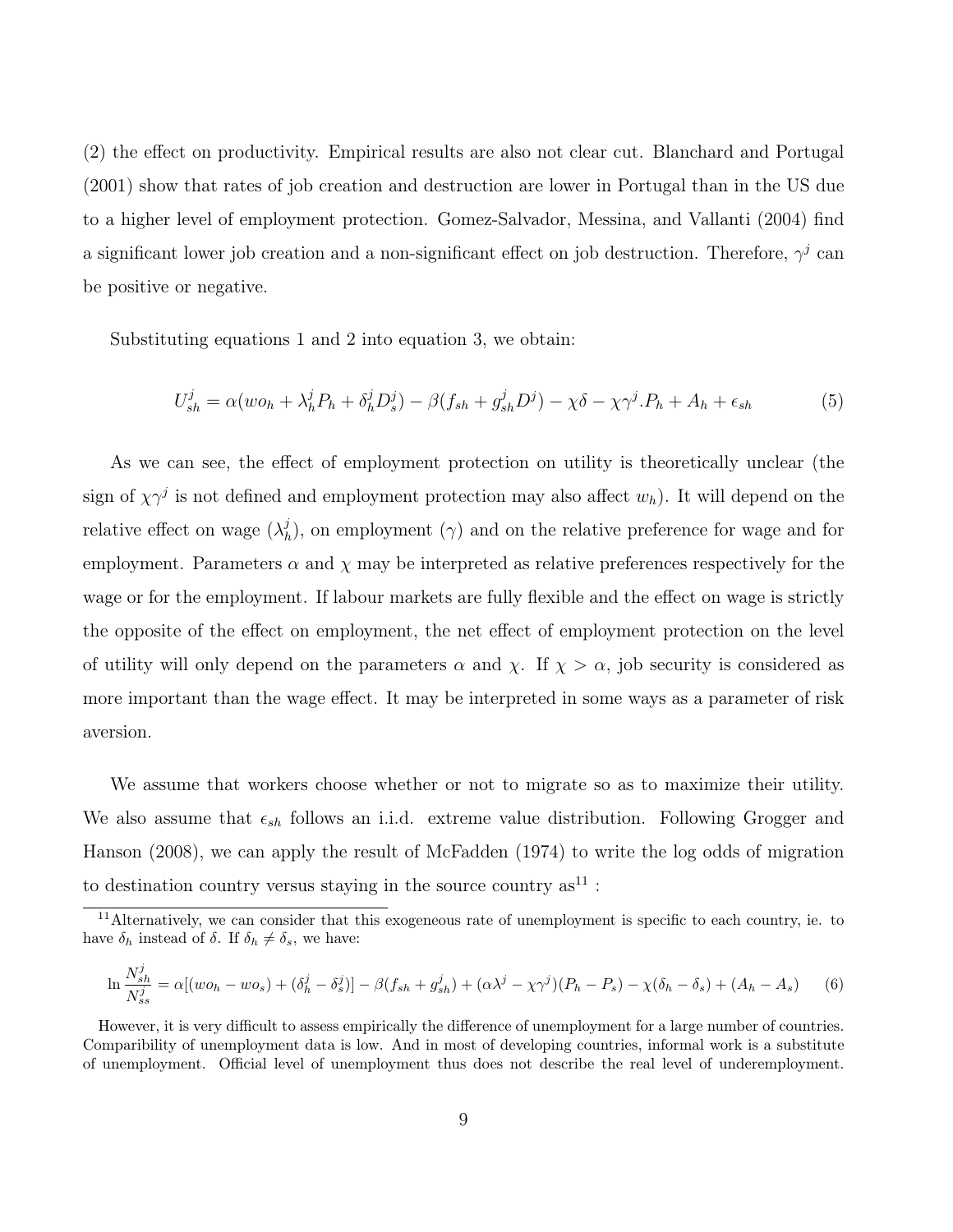(2) the effect on productivity. Empirical results are also not clear cut. Blanchard and Portugal (2001) show that rates of job creation and destruction are lower in Portugal than in the US due to a higher level of employment protection. Gomez-Salvador, Messina, and Vallanti (2004) find a significant lower job creation and a non-significant effect on job destruction. Therefore, $\gamma^j$ can be positive or negative.

Substituting equations 1 and 2 into equation 3, we obtain:

$$U^j_{sh} = \alpha(wo_h + \lambda^j_h P_h + \delta^j_h D^j_s) - \beta(f_{sh} + g^j_{sh} D^j) - \chi\delta - \chi\gamma^j.P_h + A_h + \epsilon_{sh} \tag{5}$$

As we can see, the effect of employment protection on utility is theoretically unclear (the sign of $\chi\gamma^j$ is not defined and employment protection may also affect $w_h$). It will depend on the relative effect on wage ($\lambda^j_h$), on employment ($\gamma$) and on the relative preference for wage and for employment. Parameters $\alpha$ and $\chi$ may be interpreted as relative preferences respectively for the wage or for the employment. If labour markets are fully flexible and the effect on wage is strictly the opposite of the effect on employment, the net effect of employment protection on the level of utility will only depend on the parameters $\alpha$ and $\chi$. If $\chi > \alpha$, job security is considered as more important than the wage effect. It may be interpreted in some ways as a parameter of risk aversion.

We assume that workers choose whether or not to migrate so as to maximize their utility. We also assume that $\epsilon_{sh}$ follows an i.i.d. extreme value distribution. Following Grogger and Hanson (2008), we can apply the result of McFadden (1974) to write the log odds of migration to destination country versus staying in the source country as[11] :

[11] Alternatively, we can consider that this exogeneous rate of unemployment is specific to each country, ie. to have $\delta_h$ instead of $\delta$. If $\delta_h \neq \delta_s$, we have:

$$\ln \frac{N^j_{sh}}{N^j_{ss}} = \alpha[(wo_h - wo_s) + (\delta^j_h - \delta^j_s)] - \beta(f_{sh} + g^j_{sh}) + (\alpha\lambda^j - \chi\gamma^j)(P_h - P_s) - \chi(\delta_h - \delta_s) + (A_h - A_s) \tag{6}$$

However, it is very difficult to assess empirically the difference of unemployment for a large number of countries. Comparibility of unemployment data is low. And in most of developing countries, informal work is a substitute of unemployment. Official level of unemployment thus does not describe the real level of underemployment.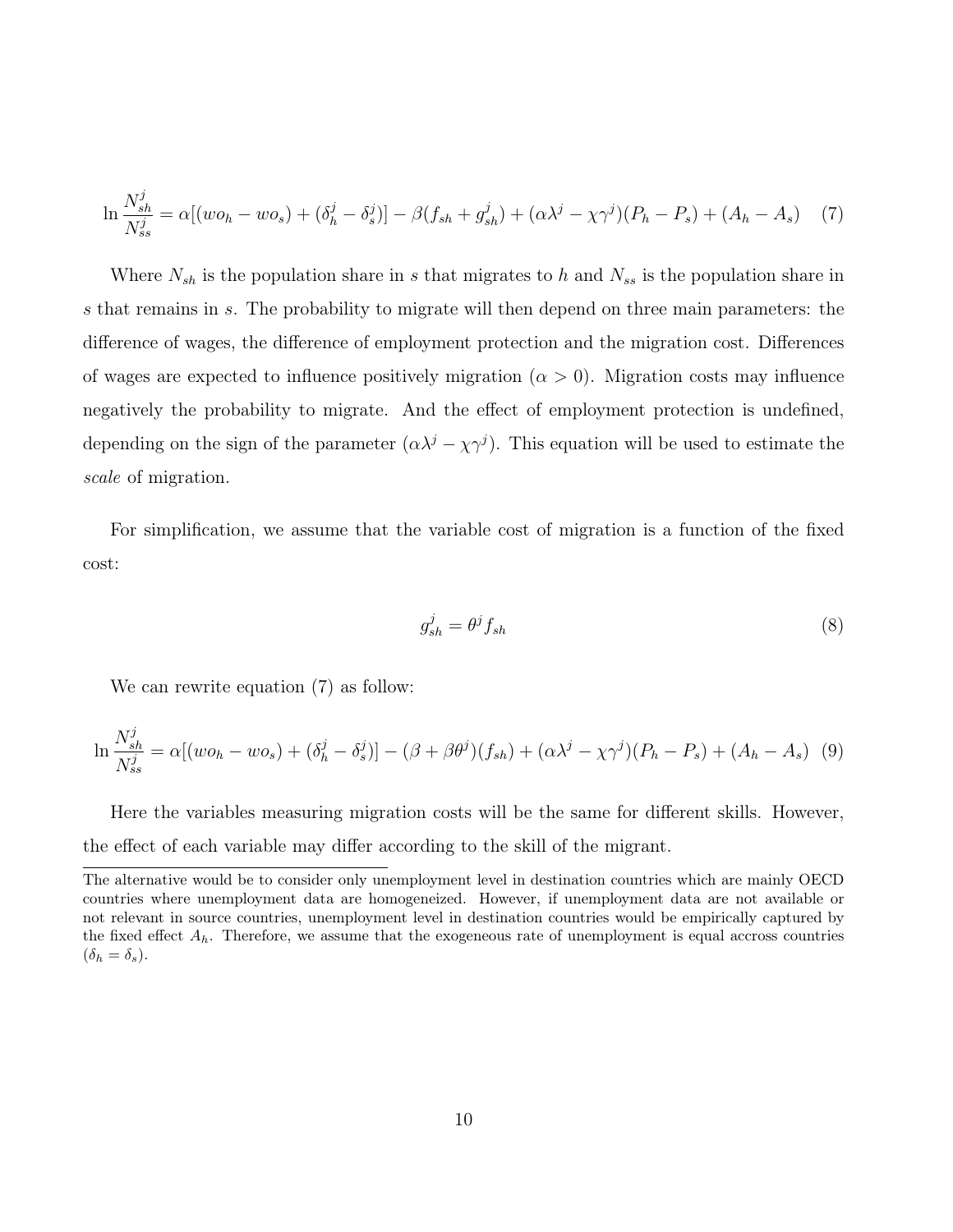$$\ln \frac{N_{sh}^{j}}{N_{ss}^{j}} = \alpha[(wo_h - wo_s) + (\delta_h^j - \delta_s^j)] - \beta(f_{sh} + g_{sh}^j) + (\alpha\lambda^j - \chi\gamma^j)(P_h - P_s) + (A_h - A_s) \quad (7)$$

Where $N_{sh}$ is the population share in $s$ that migrates to $h$ and $N_{ss}$ is the population share in $s$ that remains in $s$. The probability to migrate will then depend on three main parameters: the difference of wages, the difference of employment protection and the migration cost. Differences of wages are expected to influence positively migration ($\alpha > 0$). Migration costs may influence negatively the probability to migrate. And the effect of employment protection is undefined, depending on the sign of the parameter $(\alpha\lambda^j - \chi\gamma^j)$. This equation will be used to estimate the *scale* of migration.

For simplification, we assume that the variable cost of migration is a function of the fixed cost:

$$g_{sh}^j = \theta^j f_{sh} \quad (8)$$

We can rewrite equation (7) as follow:

$$\ln \frac{N_{sh}^{j}}{N_{ss}^{j}} = \alpha[(wo_h - wo_s) + (\delta_h^j - \delta_s^j)] - (\beta + \beta\theta^j)(f_{sh}) + (\alpha\lambda^j - \chi\gamma^j)(P_h - P_s) + (A_h - A_s) \quad (9)$$

Here the variables measuring migration costs will be the same for different skills. However, the effect of each variable may differ according to the skill of the migrant.

---

The alternative would be to consider only unemployment level in destination countries which are mainly OECD countries where unemployment data are homogeneized. However, if unemployment data are not available or not relevant in source countries, unemployment level in destination countries would be empirically captured by the fixed effect $A_h$. Therefore, we assume that the exogeneous rate of unemployment is equal accross countries ($\delta_h = \delta_s$).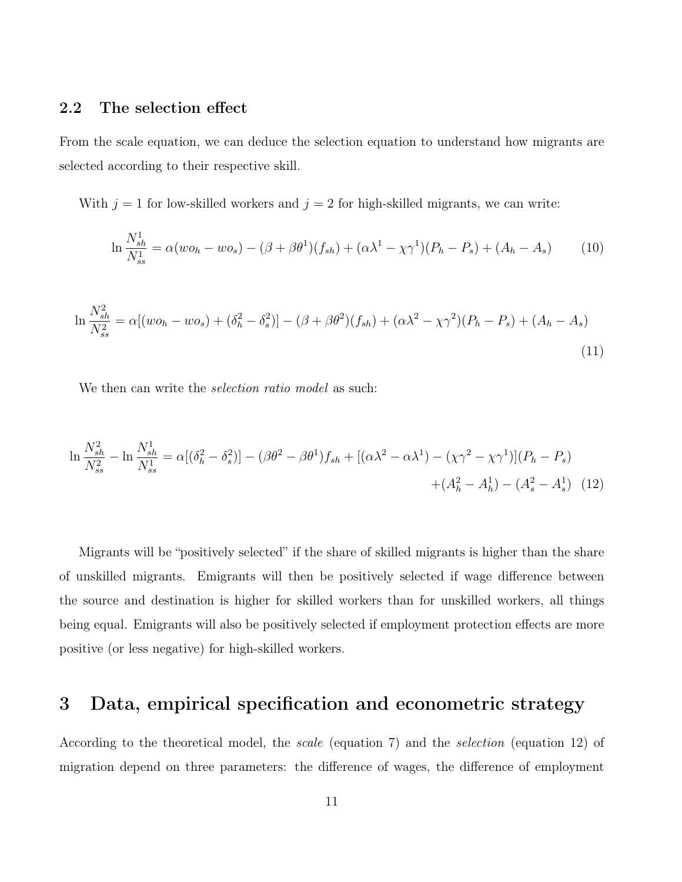## 2.2 The selection effect

From the scale equation, we can deduce the selection equation to understand how migrants are selected according to their respective skill.

With $j = 1$ for low-skilled workers and $j = 2$ for high-skilled migrants, we can write:

$$\ln \frac{N_{sh}^1}{N_{ss}^1} = \alpha(wo_h - wo_s) - (\beta + \beta\theta^1)(f_{sh}) + (\alpha\lambda^1 - \chi\gamma^1)(P_h - P_s) + (A_h - A_s) \tag{10}$$

$$\ln \frac{N_{sh}^2}{N_{ss}^2} = \alpha[(wo_h - wo_s) + (\delta_h^2 - \delta_s^2)] - (\beta + \beta\theta^2)(f_{sh}) + (\alpha\lambda^2 - \chi\gamma^2)(P_h - P_s) + (A_h - A_s) \tag{11}$$

We then can write the *selection ratio model* as such:

$$\ln \frac{N_{sh}^2}{N_{ss}^2} - \ln \frac{N_{sh}^1}{N_{ss}^1} = \alpha[(\delta_h^2 - \delta_s^2)] - (\beta\theta^2 - \beta\theta^1)f_{sh} + [(\alpha\lambda^2 - \alpha\lambda^1) - (\chi\gamma^2 - \chi\gamma^1)](P_h - P_s) + (A_h^2 - A_h^1) - (A_s^2 - A_s^1) \tag{12}$$

Migrants will be "positively selected" if the share of skilled migrants is higher than the share of unskilled migrants. Emigrants will then be positively selected if wage difference between the source and destination is higher for skilled workers than for unskilled workers, all things being equal. Emigrants will also be positively selected if employment protection effects are more positive (or less negative) for high-skilled workers.

# 3 Data, empirical specification and econometric strategy

According to the theoretical model, the *scale* (equation 7) and the *selection* (equation 12) of migration depend on three parameters: the difference of wages, the difference of employment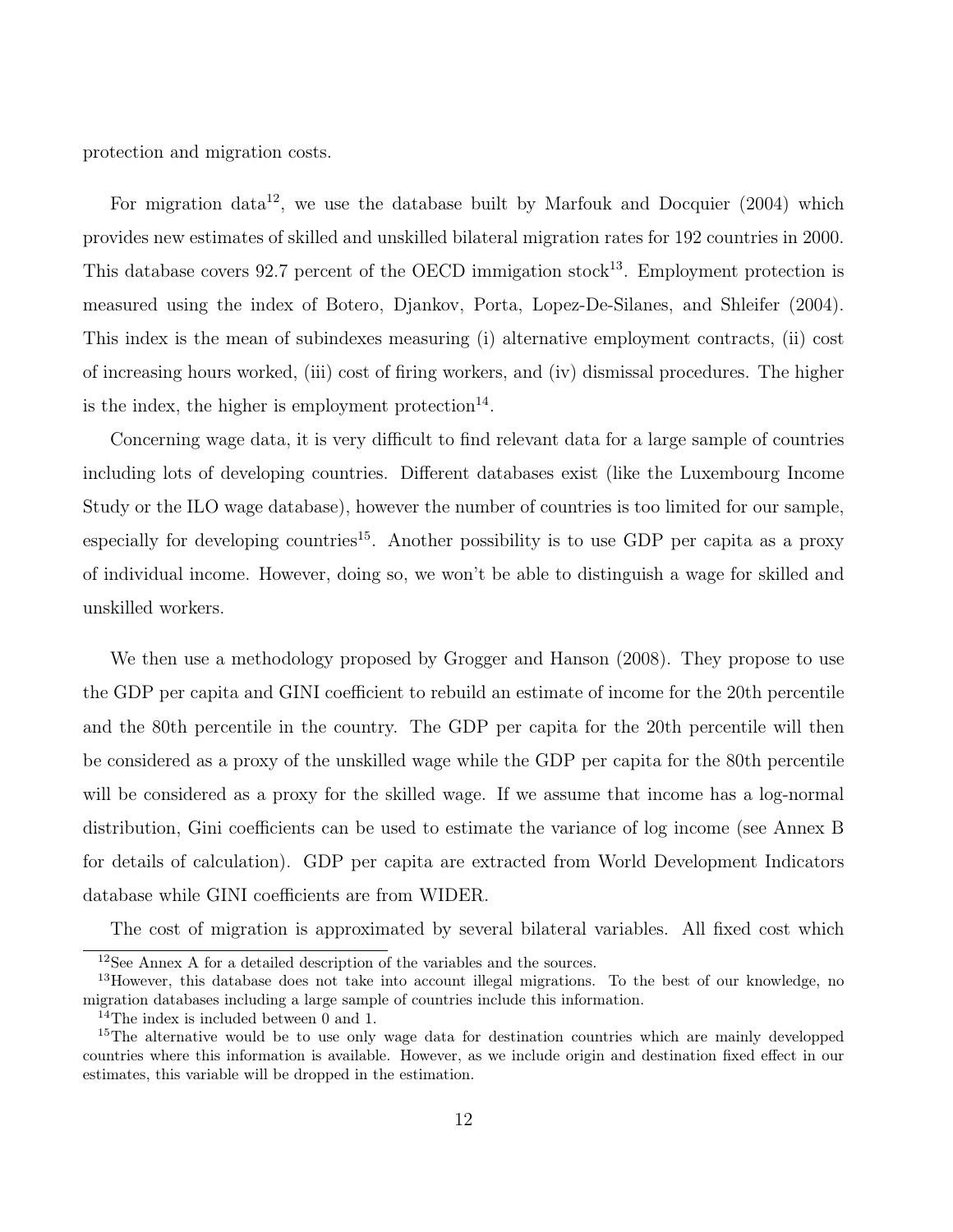protection and migration costs.

For migration data[12], we use the database built by Marfouk and Docquier (2004) which provides new estimates of skilled and unskilled bilateral migration rates for 192 countries in 2000. This database covers 92.7 percent of the OECD immigation stock[13]. Employment protection is measured using the index of Botero, Djankov, Porta, Lopez-De-Silanes, and Shleifer (2004). This index is the mean of subindexes measuring (i) alternative employment contracts, (ii) cost of increasing hours worked, (iii) cost of firing workers, and (iv) dismissal procedures. The higher is the index, the higher is employment protection[14].

Concerning wage data, it is very difficult to find relevant data for a large sample of countries including lots of developing countries. Different databases exist (like the Luxembourg Income Study or the ILO wage database), however the number of countries is too limited for our sample, especially for developing countries[15]. Another possibility is to use GDP per capita as a proxy of individual income. However, doing so, we won't be able to distinguish a wage for skilled and unskilled workers.

We then use a methodology proposed by Grogger and Hanson (2008). They propose to use the GDP per capita and GINI coefficient to rebuild an estimate of income for the 20th percentile and the 80th percentile in the country. The GDP per capita for the 20th percentile will then be considered as a proxy of the unskilled wage while the GDP per capita for the 80th percentile will be considered as a proxy for the skilled wage. If we assume that income has a log-normal distribution, Gini coefficients can be used to estimate the variance of log income (see Annex B for details of calculation). GDP per capita are extracted from World Development Indicators database while GINI coefficients are from WIDER.

The cost of migration is approximated by several bilateral variables. All fixed cost which

---

[12] See Annex A for a detailed description of the variables and the sources.

[13] However, this database does not take into account illegal migrations. To the best of our knowledge, no migration databases including a large sample of countries include this information.

[14] The index is included between 0 and 1.

[15] The alternative would be to use only wage data for destination countries which are mainly developped countries where this information is available. However, as we include origin and destination fixed effect in our estimates, this variable will be dropped in the estimation.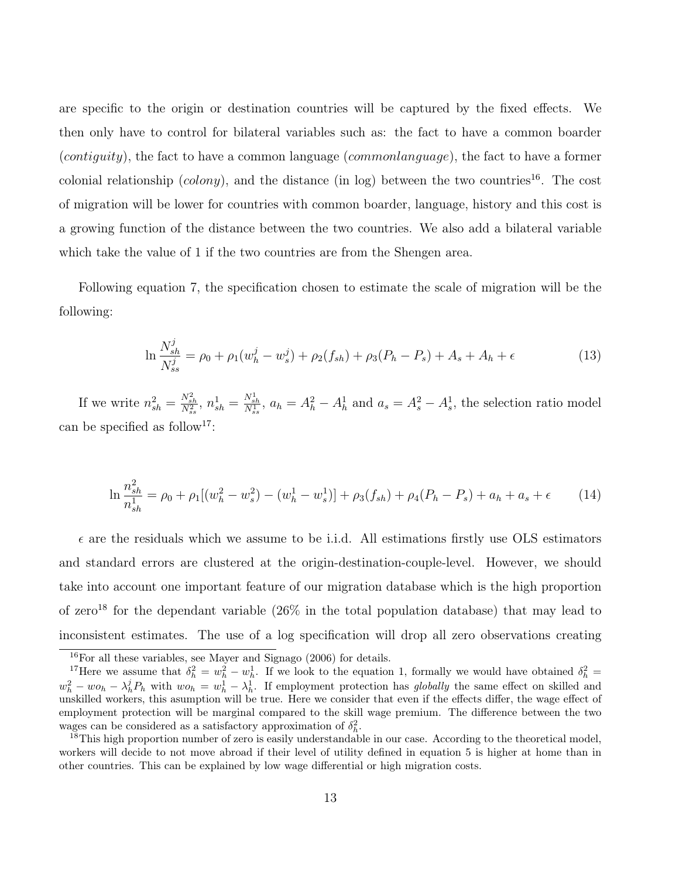are specific to the origin or destination countries will be captured by the fixed effects. We then only have to control for bilateral variables such as: the fact to have a common boarder (*contiguity*), the fact to have a common language (*commonlanguage*), the fact to have a former colonial relationship (*colony*), and the distance (in log) between the two countries[16]. The cost of migration will be lower for countries with common boarder, language, history and this cost is a growing function of the distance between the two countries. We also add a bilateral variable which take the value of 1 if the two countries are from the Shengen area.

Following equation 7, the specification chosen to estimate the scale of migration will be the following:

$$\ln \frac{N^j_{sh}}{N^j_{ss}} = \rho_0 + \rho_1(w^j_h - w^j_s) + \rho_2(f_{sh}) + \rho_3(P_h - P_s) + A_s + A_h + \epsilon \tag{13}$$

If we write $n^2_{sh} = \frac{N^2_{sh}}{N^2_{ss}}$, $n^1_{sh} = \frac{N^1_{sh}}{N^1_{ss}}$, $a_h = A^2_h - A^1_h$ and $a_s = A^2_s - A^1_s$, the selection ratio model can be specified as follow[17]:

$$\ln \frac{n^2_{sh}}{n^1_{sh}} = \rho_0 + \rho_1[(w^2_h - w^2_s) - (w^1_h - w^1_s)] + \rho_3(f_{sh}) + \rho_4(P_h - P_s) + a_h + a_s + \epsilon \tag{14}$$

$\epsilon$ are the residuals which we assume to be i.i.d. All estimations firstly use OLS estimators and standard errors are clustered at the origin-destination-couple-level. However, we should take into account one important feature of our migration database which is the high proportion of zero[18] for the dependant variable (26% in the total population database) that may lead to inconsistent estimates. The use of a log specification will drop all zero observations creating

[16]For all these variables, see Mayer and Signago (2006) for details.

[17]Here we assume that $\delta^2_h = w^2_h - w^1_h$. If we look to the equation 1, formally we would have obtained $\delta^2_h = w^2_h - wo_h - \lambda^j_h P_h$ with $wo_h = w^1_h - \lambda^1_h$. If employment protection has *globally* the same effect on skilled and unskilled workers, this asumption will be true. Here we consider that even if the effects differ, the wage effect of employment protection will be marginal compared to the skill wage premium. The difference between the two wages can be considered as a satisfactory approximation of $\delta^2_h$.

[18]This high proportion number of zero is easily understandable in our case. According to the theoretical model, workers will decide to not move abroad if their level of utility defined in equation 5 is higher at home than in other countries. This can be explained by low wage differential or high migration costs.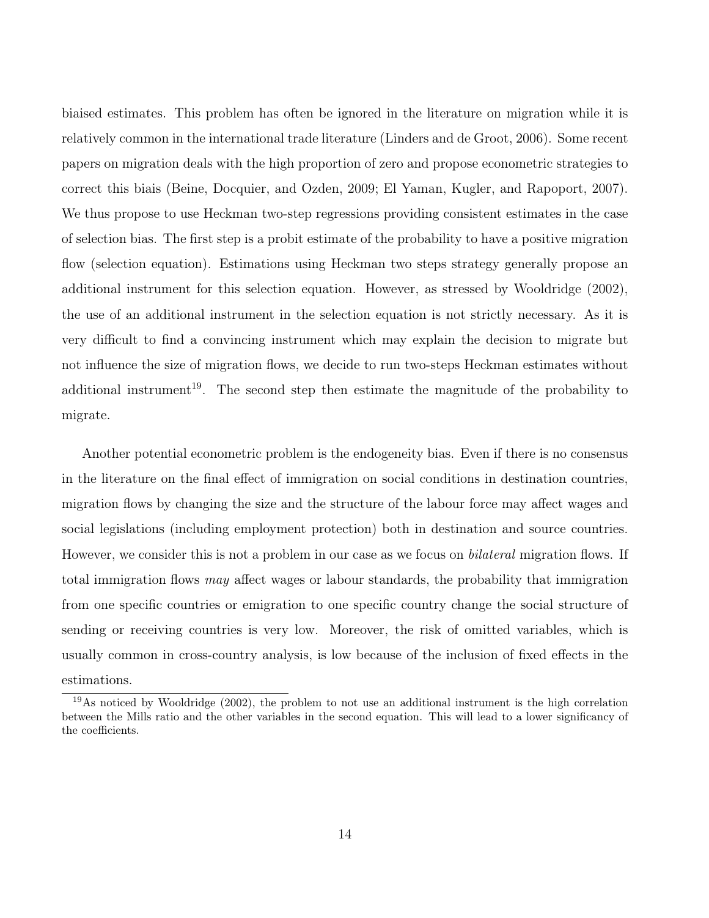biaised estimates. This problem has often be ignored in the literature on migration while it is relatively common in the international trade literature (Linders and de Groot, 2006). Some recent papers on migration deals with the high proportion of zero and propose econometric strategies to correct this biais (Beine, Docquier, and Ozden, 2009; El Yaman, Kugler, and Rapoport, 2007). We thus propose to use Heckman two-step regressions providing consistent estimates in the case of selection bias. The first step is a probit estimate of the probability to have a positive migration flow (selection equation). Estimations using Heckman two steps strategy generally propose an additional instrument for this selection equation. However, as stressed by Wooldridge (2002), the use of an additional instrument in the selection equation is not strictly necessary. As it is very difficult to find a convincing instrument which may explain the decision to migrate but not influence the size of migration flows, we decide to run two-steps Heckman estimates without additional instrument[19]. The second step then estimate the magnitude of the probability to migrate.

Another potential econometric problem is the endogeneity bias. Even if there is no consensus in the literature on the final effect of immigration on social conditions in destination countries, migration flows by changing the size and the structure of the labour force may affect wages and social legislations (including employment protection) both in destination and source countries. However, we consider this is not a problem in our case as we focus on *bilateral* migration flows. If total immigration flows *may* affect wages or labour standards, the probability that immigration from one specific countries or emigration to one specific country change the social structure of sending or receiving countries is very low. Moreover, the risk of omitted variables, which is usually common in cross-country analysis, is low because of the inclusion of fixed effects in the estimations.

[19] As noticed by Wooldridge (2002), the problem to not use an additional instrument is the high correlation between the Mills ratio and the other variables in the second equation. This will lead to a lower significancy of the coefficients.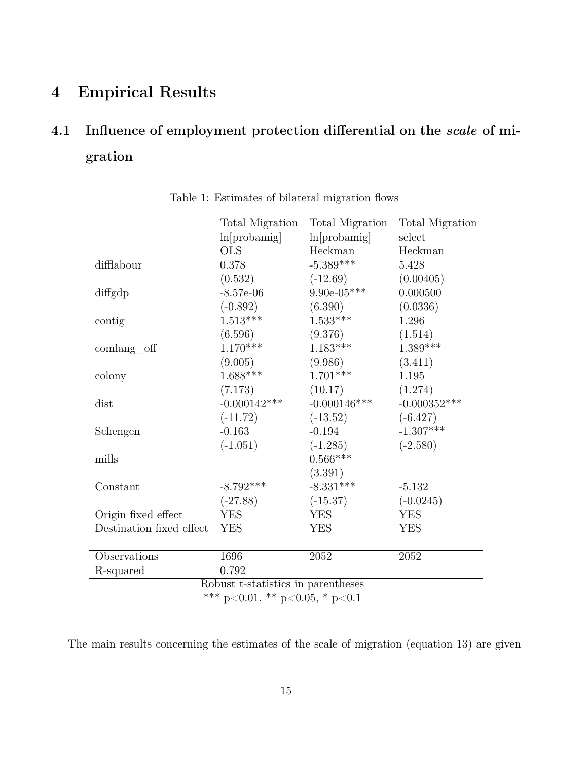# 4 Empirical Results

## 4.1 Influence of employment protection differential on the *scale* of migration

Table 1: Estimates of bilateral migration flows

| | Total Migration ln[probamig] OLS | Total Migration ln[probamig] Heckman | Total Migration select Heckman |
|---|---|---|---|
| difflabour | 0.378 | -5.389*** | 5.428 |
| | (0.532) | (-12.69) | (0.00405) |
| diffgdp | -8.57e-06 | 9.90e-05*** | 0.000500 |
| | (-0.892) | (6.390) | (0.0336) |
| contig | 1.513*** | 1.533*** | 1.296 |
| | (6.596) | (9.376) | (1.514) |
| comlang_off | 1.170*** | 1.183*** | 1.389*** |
| | (9.005) | (9.986) | (3.411) |
| colony | 1.688*** | 1.701*** | 1.195 |
| | (7.173) | (10.17) | (1.274) |
| dist | -0.000142*** | -0.000146*** | -0.000352*** |
| | (-11.72) | (-13.52) | (-6.427) |
| Schengen | -0.163 | -0.194 | -1.307*** |
| | (-1.051) | (-1.285) | (-2.580) |
| mills | | 0.566*** | |
| | | (3.391) | |
| Constant | -8.792*** | -8.331*** | -5.132 |
| | (-27.88) | (-15.37) | (-0.0245) |
| Origin fixed effect | YES | YES | YES |
| Destination fixed effect | YES | YES | YES |
| Observations | 1696 | 2052 | 2052 |
| R-squared | 0.792 | | |

Robust t-statistics in parentheses
*** p<0.01, ** p<0.05, * p<0.1

The main results concerning the estimates of the scale of migration (equation 13) are given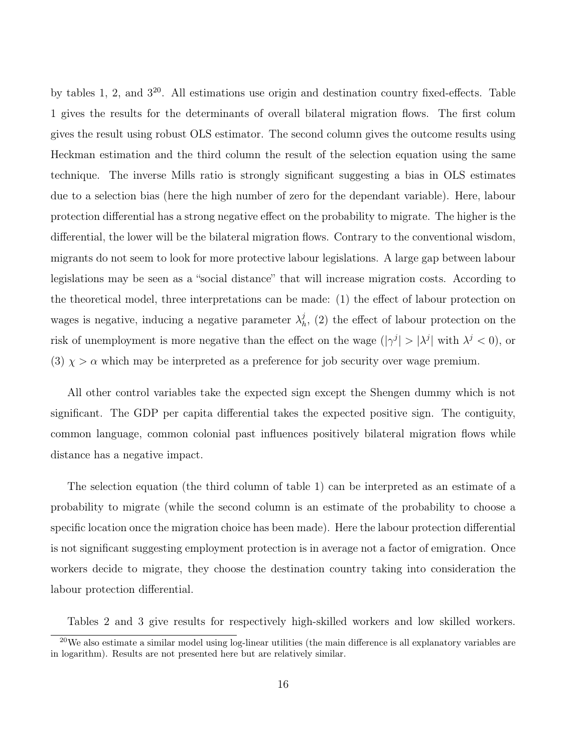by tables 1, 2, and 3[20]. All estimations use origin and destination country fixed-effects. Table 1 gives the results for the determinants of overall bilateral migration flows. The first colum gives the result using robust OLS estimator. The second column gives the outcome results using Heckman estimation and the third column the result of the selection equation using the same technique. The inverse Mills ratio is strongly significant suggesting a bias in OLS estimates due to a selection bias (here the high number of zero for the dependant variable). Here, labour protection differential has a strong negative effect on the probability to migrate. The higher is the differential, the lower will be the bilateral migration flows. Contrary to the conventional wisdom, migrants do not seem to look for more protective labour legislations. A large gap between labour legislations may be seen as a "social distance" that will increase migration costs. According to the theoretical model, three interpretations can be made: (1) the effect of labour protection on wages is negative, inducing a negative parameter $\lambda_h^j$, (2) the effect of labour protection on the risk of unemployment is more negative than the effect on the wage ($|\gamma^j| > |\lambda^j|$ with $\lambda^j < 0$), or (3) $\chi > \alpha$ which may be interpreted as a preference for job security over wage premium.

All other control variables take the expected sign except the Shengen dummy which is not significant. The GDP per capita differential takes the expected positive sign. The contiguity, common language, common colonial past influences positively bilateral migration flows while distance has a negative impact.

The selection equation (the third column of table 1) can be interpreted as an estimate of a probability to migrate (while the second column is an estimate of the probability to choose a specific location once the migration choice has been made). Here the labour protection differential is not significant suggesting employment protection is in average not a factor of emigration. Once workers decide to migrate, they choose the destination country taking into consideration the labour protection differential.

Tables 2 and 3 give results for respectively high-skilled workers and low skilled workers.

[20] We also estimate a similar model using log-linear utilities (the main difference is all explanatory variables are in logarithm). Results are not presented here but are relatively similar.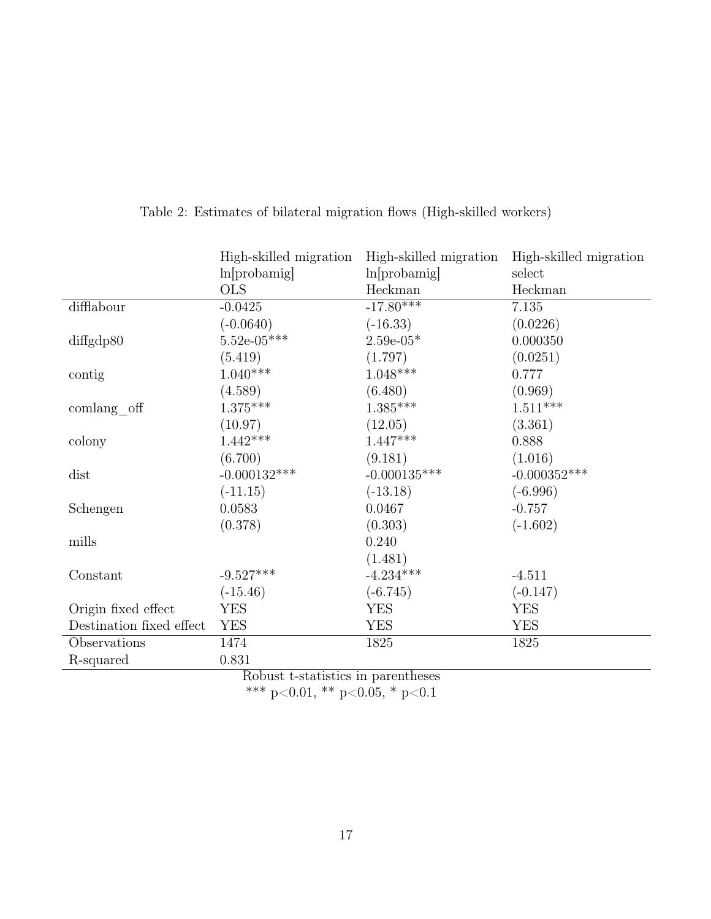Table 2: Estimates of bilateral migration flows (High-skilled workers)

| | High-skilled migration<br>ln[probamig]<br>OLS | High-skilled migration<br>ln[probamig]<br>Heckman | High-skilled migration<br>select<br>Heckman |
|---|---|---|---|
| difflabour | -0.0425 | -17.80*** | 7.135 |
| | (-0.0640) | (-16.33) | (0.0226) |
| diffgdp80 | 5.52e-05*** | 2.59e-05* | 0.000350 |
| | (5.419) | (1.797) | (0.0251) |
| contig | 1.040*** | 1.048*** | 0.777 |
| | (4.589) | (6.480) | (0.969) |
| comlang_off | 1.375*** | 1.385*** | 1.511*** |
| | (10.97) | (12.05) | (3.361) |
| colony | 1.442*** | 1.447*** | 0.888 |
| | (6.700) | (9.181) | (1.016) |
| dist | -0.000132*** | -0.000135*** | -0.000352*** |
| | (-11.15) | (-13.18) | (-6.996) |
| Schengen | 0.0583 | 0.0467 | -0.757 |
| | (0.378) | (0.303) | (-1.602) |
| mills | | 0.240 | |
| | | (1.481) | |
| Constant | -9.527*** | -4.234*** | -4.511 |
| | (-15.46) | (-6.745) | (-0.147) |
| Origin fixed effect | YES | YES | YES |
| Destination fixed effect | YES | YES | YES |
| Observations | 1474 | 1825 | 1825 |
| R-squared | 0.831 | | |

Robust t-statistics in parentheses

*** p<0.01, ** p<0.05, * p<0.1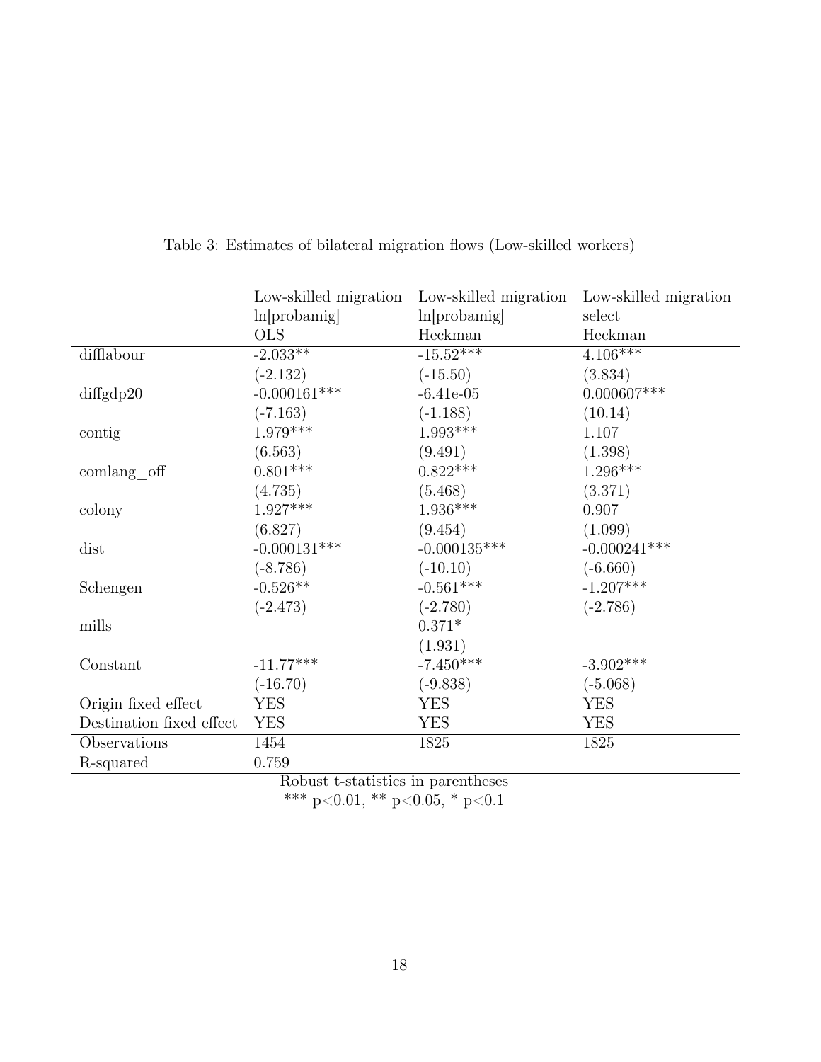Table 3: Estimates of bilateral migration flows (Low-skilled workers)

| | Low-skilled migration ln[probamig] OLS | Low-skilled migration ln[probamig] Heckman | Low-skilled migration select Heckman |
|---|---|---|---|
| difflabour | -2.033** | -15.52*** | 4.106*** |
| | (-2.132) | (-15.50) | (3.834) |
| diffgdp20 | -0.000161*** | -6.41e-05 | 0.000607*** |
| | (-7.163) | (-1.188) | (10.14) |
| contig | 1.979*** | 1.993*** | 1.107 |
| | (6.563) | (9.491) | (1.398) |
| comlang_off | 0.801*** | 0.822*** | 1.296*** |
| | (4.735) | (5.468) | (3.371) |
| colony | 1.927*** | 1.936*** | 0.907 |
| | (6.827) | (9.454) | (1.099) |
| dist | -0.000131*** | -0.000135*** | -0.000241*** |
| | (-8.786) | (-10.10) | (-6.660) |
| Schengen | -0.526** | -0.561*** | -1.207*** |
| | (-2.473) | (-2.780) | (-2.786) |
| mills | | 0.371* | |
| | | (1.931) | |
| Constant | -11.77*** | -7.450*** | -3.902*** |
| | (-16.70) | (-9.838) | (-5.068) |
| Origin fixed effect | YES | YES | YES |
| Destination fixed effect | YES | YES | YES |
| Observations | 1454 | 1825 | 1825 |
| R-squared | 0.759 | | |

Robust t-statistics in parentheses

*** p<0.01, ** p<0.05, * p<0.1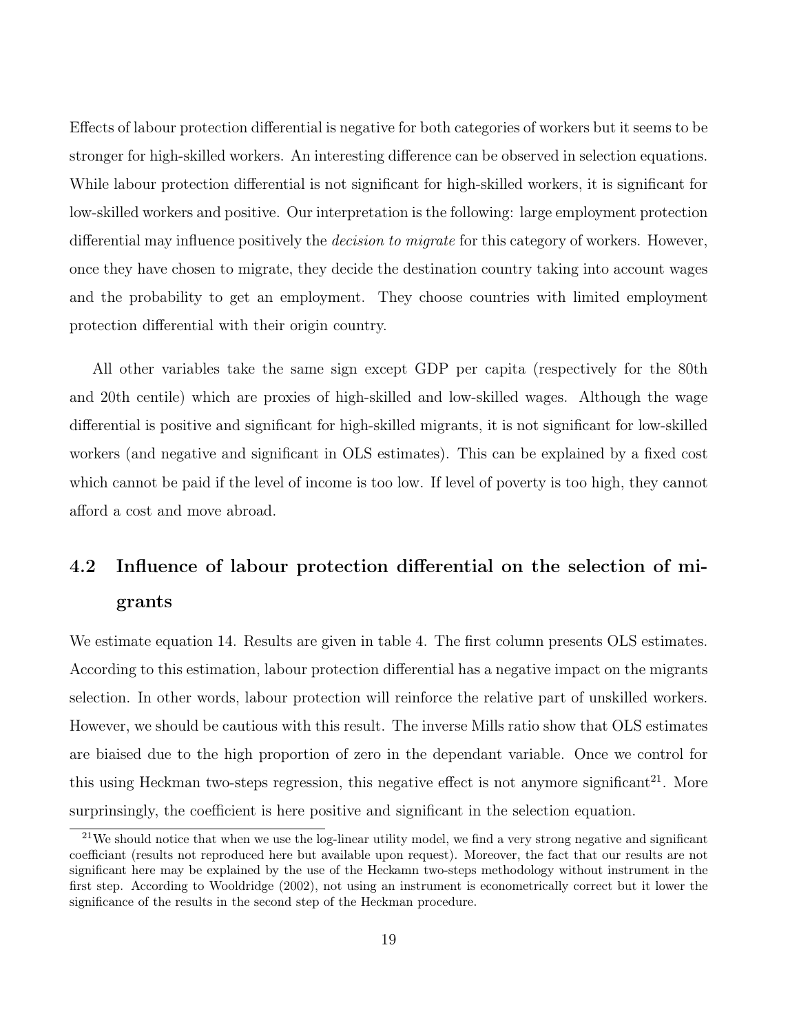Effects of labour protection differential is negative for both categories of workers but it seems to be stronger for high-skilled workers. An interesting difference can be observed in selection equations. While labour protection differential is not significant for high-skilled workers, it is significant for low-skilled workers and positive. Our interpretation is the following: large employment protection differential may influence positively the *decision to migrate* for this category of workers. However, once they have chosen to migrate, they decide the destination country taking into account wages and the probability to get an employment. They choose countries with limited employment protection differential with their origin country.

All other variables take the same sign except GDP per capita (respectively for the 80th and 20th centile) which are proxies of high-skilled and low-skilled wages. Although the wage differential is positive and significant for high-skilled migrants, it is not significant for low-skilled workers (and negative and significant in OLS estimates). This can be explained by a fixed cost which cannot be paid if the level of income is too low. If level of poverty is too high, they cannot afford a cost and move abroad.

## 4.2 Influence of labour protection differential on the selection of migrants

We estimate equation 14. Results are given in table 4. The first column presents OLS estimates. According to this estimation, labour protection differential has a negative impact on the migrants selection. In other words, labour protection will reinforce the relative part of unskilled workers. However, we should be cautious with this result. The inverse Mills ratio show that OLS estimates are biaised due to the high proportion of zero in the dependant variable. Once we control for this using Heckman two-steps regression, this negative effect is not anymore significant[21]. More surprinsingly, the coefficient is here positive and significant in the selection equation.

[21] We should notice that when we use the log-linear utility model, we find a very strong negative and significant coefficiant (results not reproduced here but available upon request). Moreover, the fact that our results are not significant here may be explained by the use of the Heckamn two-steps methodology without instrument in the first step. According to Wooldridge (2002), not using an instrument is econometrically correct but it lower the significance of the results in the second step of the Heckman procedure.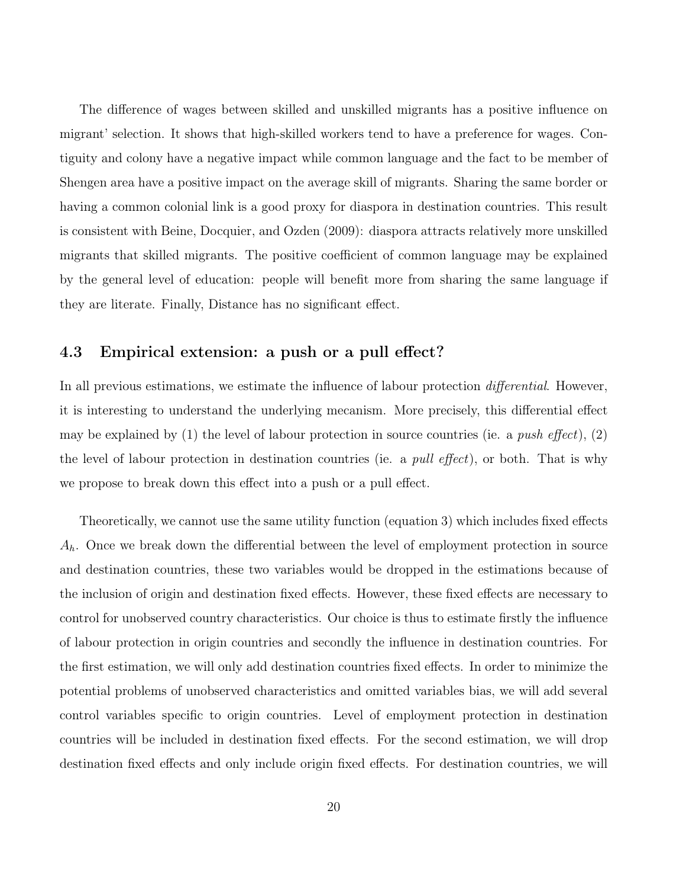The difference of wages between skilled and unskilled migrants has a positive influence on migrant' selection. It shows that high-skilled workers tend to have a preference for wages. Contiguity and colony have a negative impact while common language and the fact to be member of Shengen area have a positive impact on the average skill of migrants. Sharing the same border or having a common colonial link is a good proxy for diaspora in destination countries. This result is consistent with Beine, Docquier, and Ozden (2009): diaspora attracts relatively more unskilled migrants that skilled migrants. The positive coefficient of common language may be explained by the general level of education: people will benefit more from sharing the same language if they are literate. Finally, Distance has no significant effect.

### 4.3 Empirical extension: a push or a pull effect?

In all previous estimations, we estimate the influence of labour protection *differential*. However, it is interesting to understand the underlying mecanism. More precisely, this differential effect may be explained by (1) the level of labour protection in source countries (ie. a *push effect*), (2) the level of labour protection in destination countries (ie. a *pull effect*), or both. That is why we propose to break down this effect into a push or a pull effect.

Theoretically, we cannot use the same utility function (equation 3) which includes fixed effects $A_h$. Once we break down the differential between the level of employment protection in source and destination countries, these two variables would be dropped in the estimations because of the inclusion of origin and destination fixed effects. However, these fixed effects are necessary to control for unobserved country characteristics. Our choice is thus to estimate firstly the influence of labour protection in origin countries and secondly the influence in destination countries. For the first estimation, we will only add destination countries fixed effects. In order to minimize the potential problems of unobserved characteristics and omitted variables bias, we will add several control variables specific to origin countries. Level of employment protection in destination countries will be included in destination fixed effects. For the second estimation, we will drop destination fixed effects and only include origin fixed effects. For destination countries, we will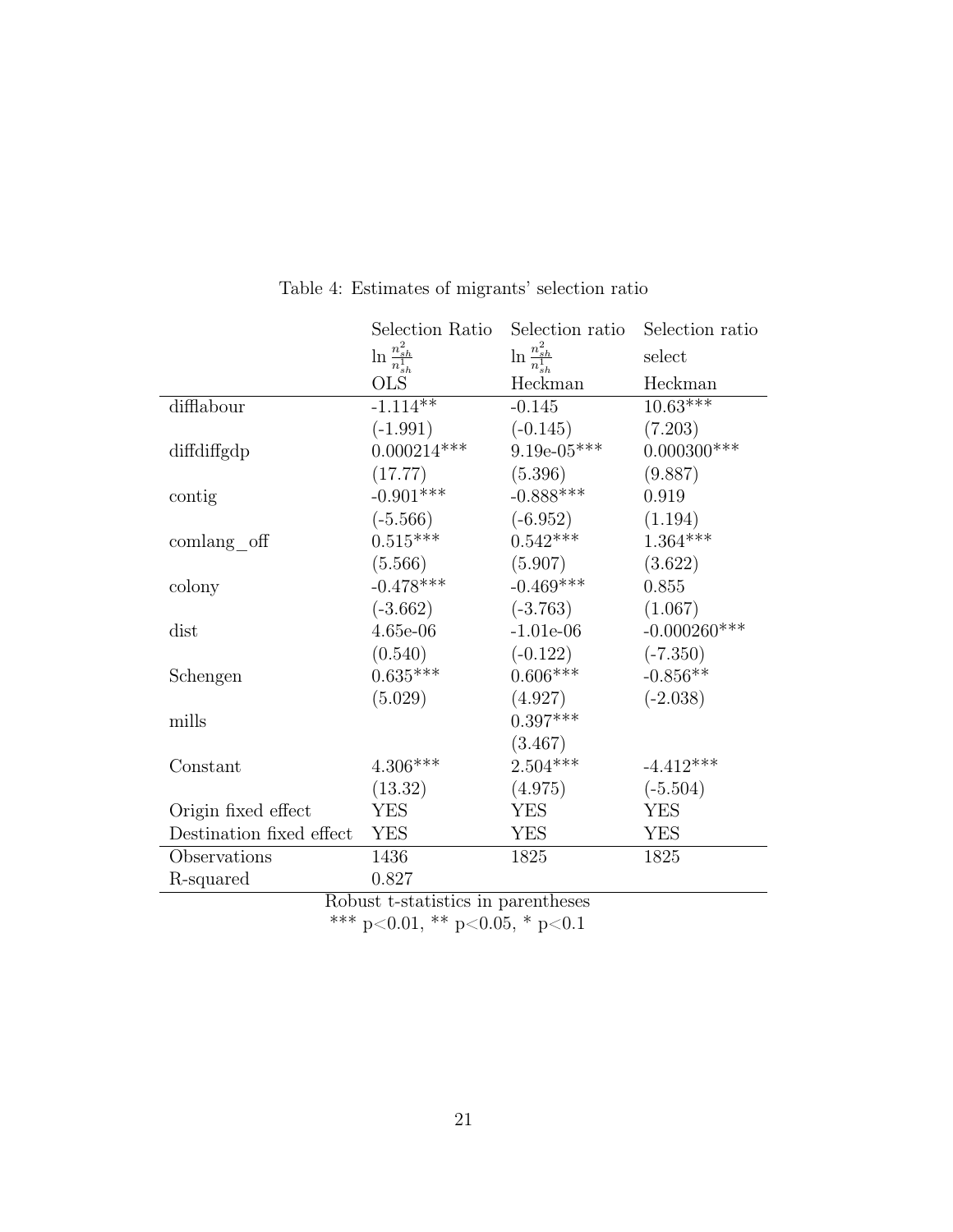Table 4: Estimates of migrants' selection ratio

| | Selection Ratio | Selection ratio | Selection ratio |
|---|---|---|---|
| | $\ln \frac{n^2_{sh}}{n^1_{sh}}$ | $\ln \frac{n^2_{sh}}{n^1_{sh}}$ | select |
| | OLS | Heckman | Heckman |
| difflabour | -1.114** | -0.145 | 10.63*** |
| | (-1.991) | (-0.145) | (7.203) |
| diffdiffgdp | 0.000214*** | 9.19e-05*** | 0.000300*** |
| | (17.77) | (5.396) | (9.887) |
| contig | -0.901*** | -0.888*** | 0.919 |
| | (-5.566) | (-6.952) | (1.194) |
| comlang_off | 0.515*** | 0.542*** | 1.364*** |
| | (5.566) | (5.907) | (3.622) |
| colony | -0.478*** | -0.469*** | 0.855 |
| | (-3.662) | (-3.763) | (1.067) |
| dist | 4.65e-06 | -1.01e-06 | -0.000260*** |
| | (0.540) | (-0.122) | (-7.350) |
| Schengen | 0.635*** | 0.606*** | -0.856** |
| | (5.029) | (4.927) | (-2.038) |
| mills | | 0.397*** | |
| | | (3.467) | |
| Constant | 4.306*** | 2.504*** | -4.412*** |
| | (13.32) | (4.975) | (-5.504) |
| Origin fixed effect | YES | YES | YES |
| Destination fixed effect | YES | YES | YES |
| Observations | 1436 | 1825 | 1825 |
| R-squared | 0.827 | | |

Robust t-statistics in parentheses

*** p<0.01, ** p<0.05, * p<0.1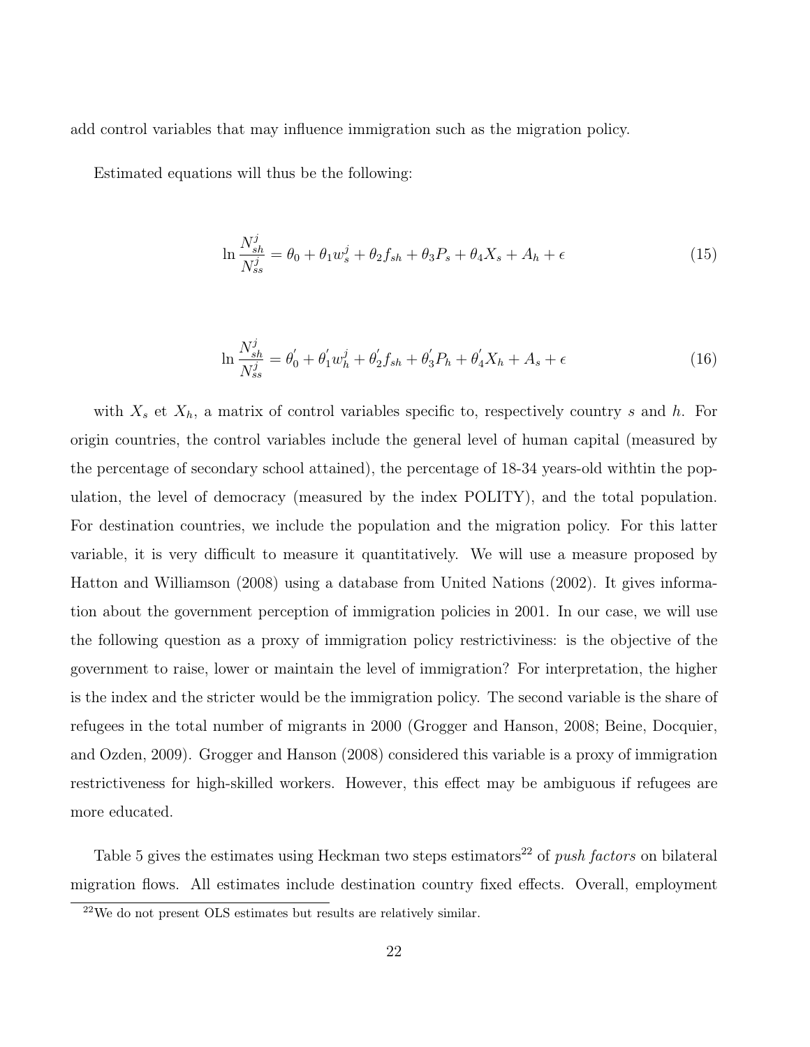add control variables that may influence immigration such as the migration policy.

Estimated equations will thus be the following:

$$\ln \frac{N_{sh}^{j}}{N_{ss}^{j}} = \theta_0 + \theta_1 w_s^j + \theta_2 f_{sh} + \theta_3 P_s + \theta_4 X_s + A_h + \epsilon \tag{15}$$

$$\ln \frac{N_{sh}^{j}}{N_{ss}^{j}} = \theta_0^{'} + \theta_1^{'} w_h^j + \theta_2^{'} f_{sh} + \theta_3^{'} P_h + \theta_4^{'} X_h + A_s + \epsilon \tag{16}$$

with $X_s$ et $X_h$, a matrix of control variables specific to, respectively country $s$ and $h$. For origin countries, the control variables include the general level of human capital (measured by the percentage of secondary school attained), the percentage of 18-34 years-old withtin the population, the level of democracy (measured by the index POLITY), and the total population. For destination countries, we include the population and the migration policy. For this latter variable, it is very difficult to measure it quantitatively. We will use a measure proposed by Hatton and Williamson (2008) using a database from United Nations (2002). It gives information about the government perception of immigration policies in 2001. In our case, we will use the following question as a proxy of immigration policy restrictiviness: is the objective of the government to raise, lower or maintain the level of immigration? For interpretation, the higher is the index and the stricter would be the immigration policy. The second variable is the share of refugees in the total number of migrants in 2000 (Grogger and Hanson, 2008; Beine, Docquier, and Ozden, 2009). Grogger and Hanson (2008) considered this variable is a proxy of immigration restrictiveness for high-skilled workers. However, this effect may be ambiguous if refugees are more educated.

Table 5 gives the estimates using Heckman two steps estimators[22] of *push factors* on bilateral migration flows. All estimates include destination country fixed effects. Overall, employment

[22] We do not present OLS estimates but results are relatively similar.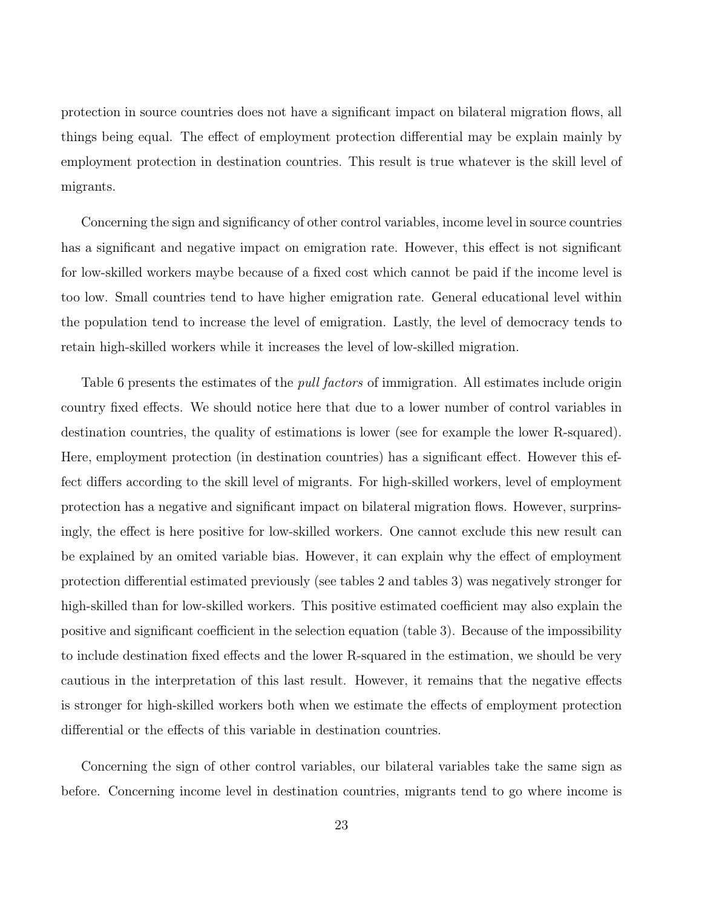protection in source countries does not have a significant impact on bilateral migration flows, all things being equal. The effect of employment protection differential may be explain mainly by employment protection in destination countries. This result is true whatever is the skill level of migrants.

Concerning the sign and significancy of other control variables, income level in source countries has a significant and negative impact on emigration rate. However, this effect is not significant for low-skilled workers maybe because of a fixed cost which cannot be paid if the income level is too low. Small countries tend to have higher emigration rate. General educational level within the population tend to increase the level of emigration. Lastly, the level of democracy tends to retain high-skilled workers while it increases the level of low-skilled migration.

Table 6 presents the estimates of the *pull factors* of immigration. All estimates include origin country fixed effects. We should notice here that due to a lower number of control variables in destination countries, the quality of estimations is lower (see for example the lower R-squared). Here, employment protection (in destination countries) has a significant effect. However this effect differs according to the skill level of migrants. For high-skilled workers, level of employment protection has a negative and significant impact on bilateral migration flows. However, surprinsingly, the effect is here positive for low-skilled workers. One cannot exclude this new result can be explained by an omited variable bias. However, it can explain why the effect of employment protection differential estimated previously (see tables 2 and tables 3) was negatively stronger for high-skilled than for low-skilled workers. This positive estimated coefficient may also explain the positive and significant coefficient in the selection equation (table 3). Because of the impossibility to include destination fixed effects and the lower R-squared in the estimation, we should be very cautious in the interpretation of this last result. However, it remains that the negative effects is stronger for high-skilled workers both when we estimate the effects of employment protection differential or the effects of this variable in destination countries.

Concerning the sign of other control variables, our bilateral variables take the same sign as before. Concerning income level in destination countries, migrants tend to go where income is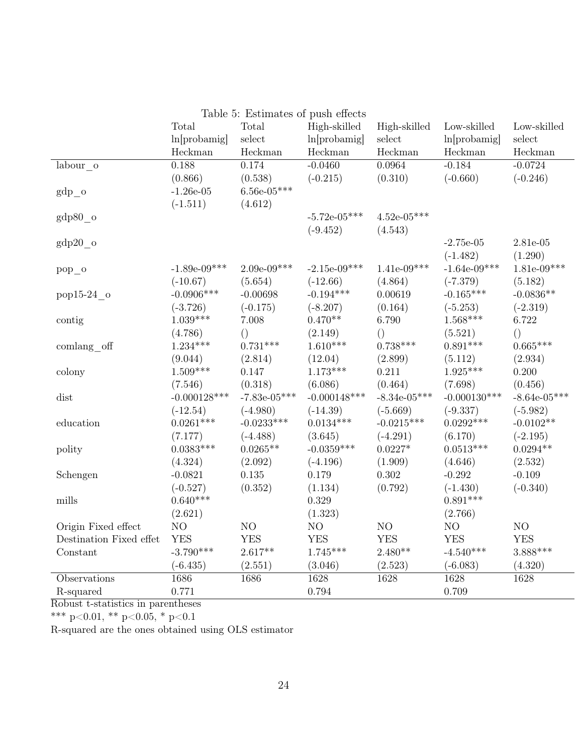Table 5: Estimates of push effects

| | Total ln[probamig] Heckman | Total select Heckman | High-skilled ln[probamig] Heckman | High-skilled select Heckman | Low-skilled ln[probamig] Heckman | Low-skilled select Heckman |
|---|---|---|---|---|---|---|
| labour_o | 0.188 | 0.174 | -0.0460 | 0.0964 | -0.184 | -0.0724 |
| | (0.866) | (0.538) | (-0.215) | (0.310) | (-0.660) | (-0.246) |
| gdp_o | -1.26e-05 | 6.56e-05*** | | | | |
| | (-1.511) | (4.612) | | | | |
| gdp80_o | | | -5.72e-05*** | 4.52e-05*** | | |
| | | | (-9.452) | (4.543) | | |
| gdp20_o | | | | | -2.75e-05 | 2.81e-05 |
| | | | | | (-1.482) | (1.290) |
| pop_o | -1.89e-09*** | 2.09e-09*** | -2.15e-09*** | 1.41e-09*** | -1.64e-09*** | 1.81e-09*** |
| | (-10.67) | (5.654) | (-12.66) | (4.864) | (-7.379) | (5.182) |
| pop15-24_o | -0.0906*** | -0.00698 | -0.194*** | 0.00619 | -0.165*** | -0.0836** |
| | (-3.726) | (-0.175) | (-8.207) | (0.164) | (-5.253) | (-2.319) |
| contig | 1.039*** | 7.008 | 0.470** | 6.790 | 1.568*** | 6.722 |
| | (4.786) | () | (2.149) | () | (5.521) | () |
| comlang_off | 1.234*** | 0.731*** | 1.610*** | 0.738*** | 0.891*** | 0.665*** |
| | (9.044) | (2.814) | (12.04) | (2.899) | (5.112) | (2.934) |
| colony | 1.509*** | 0.147 | 1.173*** | 0.211 | 1.925*** | 0.200 |
| | (7.546) | (0.318) | (6.086) | (0.464) | (7.698) | (0.456) |
| dist | -0.000128*** | -7.83e-05*** | -0.000148*** | -8.34e-05*** | -0.000130*** | -8.64e-05*** |
| | (-12.54) | (-4.980) | (-14.39) | (-5.669) | (-9.337) | (-5.982) |
| education | 0.0261*** | -0.0233*** | 0.0134*** | -0.0215*** | 0.0292*** | -0.0102** |
| | (7.177) | (-4.488) | (3.645) | (-4.291) | (6.170) | (-2.195) |
| polity | 0.0383*** | 0.0265** | -0.0359*** | 0.0227* | 0.0513*** | 0.0294** |
| | (4.324) | (2.092) | (-4.196) | (1.909) | (4.646) | (2.532) |
| Schengen | -0.0821 | 0.135 | 0.179 | 0.302 | -0.292 | -0.109 |
| | (-0.527) | (0.352) | (1.134) | (0.792) | (-1.430) | (-0.340) |
| mills | 0.640*** | | 0.329 | | 0.891*** | |
| | (2.621) | | (1.323) | | (2.766) | |
| Origin Fixed effect | NO | NO | NO | NO | NO | NO |
| Destination Fixed effet | YES | YES | YES | YES | YES | YES |
| Constant | -3.790*** | 2.617** | 1.745*** | 2.480** | -4.540*** | 3.888*** |
| | (-6.435) | (2.551) | (3.046) | (2.523) | (-6.083) | (4.320) |
| Observations | 1686 | 1686 | 1628 | 1628 | 1628 | 1628 |
| R-squared | 0.771 | | 0.794 | | 0.709 | |

Robust t-statistics in parentheses

*** p<0.01, ** p<0.05, * p<0.1

R-squared are the ones obtained using OLS estimator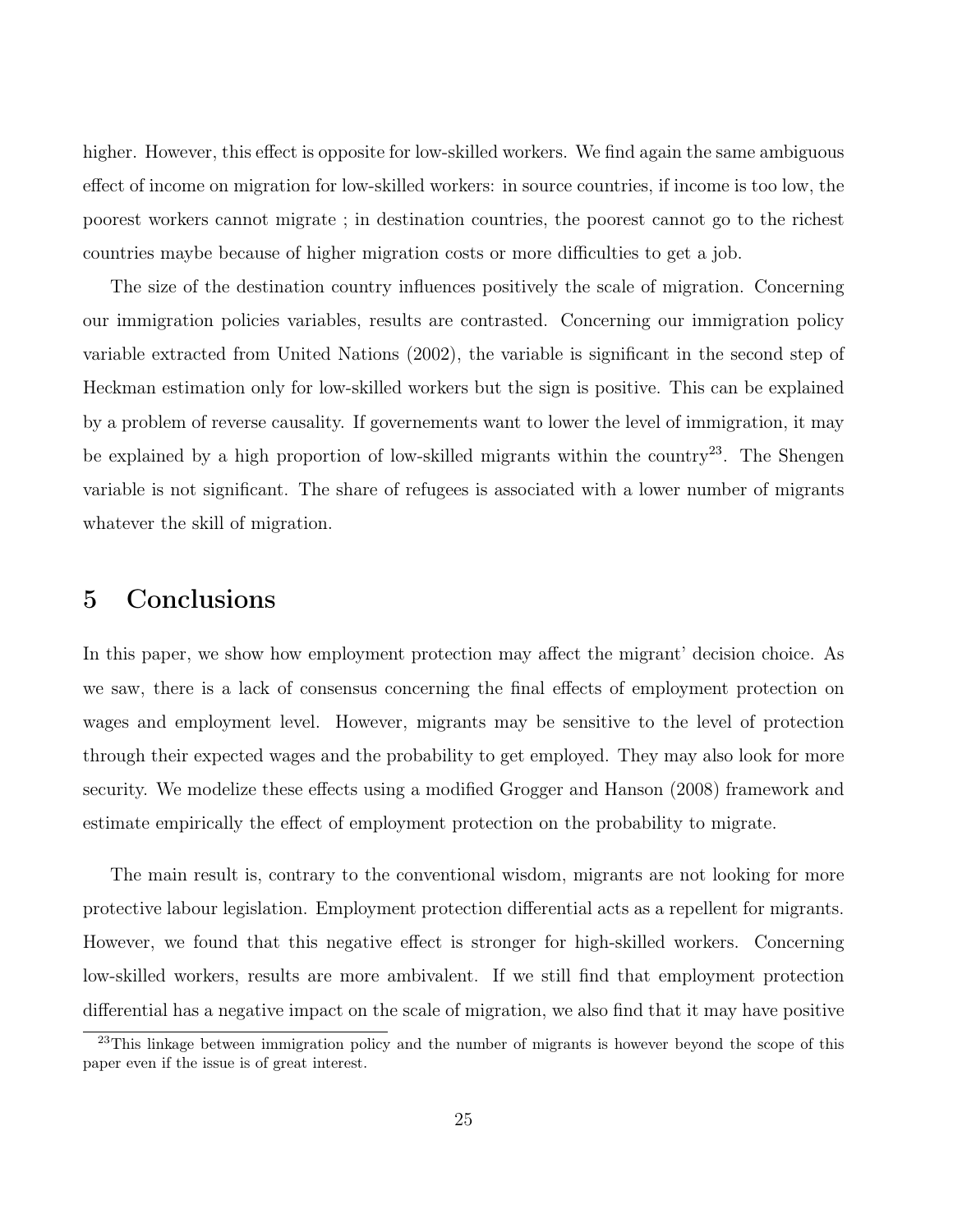higher. However, this effect is opposite for low-skilled workers. We find again the same ambiguous effect of income on migration for low-skilled workers: in source countries, if income is too low, the poorest workers cannot migrate ; in destination countries, the poorest cannot go to the richest countries maybe because of higher migration costs or more difficulties to get a job.

The size of the destination country influences positively the scale of migration. Concerning our immigration policies variables, results are contrasted. Concerning our immigration policy variable extracted from United Nations (2002), the variable is significant in the second step of Heckman estimation only for low-skilled workers but the sign is positive. This can be explained by a problem of reverse causality. If governements want to lower the level of immigration, it may be explained by a high proportion of low-skilled migrants within the country[23]. The Shengen variable is not significant. The share of refugees is associated with a lower number of migrants whatever the skill of migration.

# 5 Conclusions

In this paper, we show how employment protection may affect the migrant' decision choice. As we saw, there is a lack of consensus concerning the final effects of employment protection on wages and employment level. However, migrants may be sensitive to the level of protection through their expected wages and the probability to get employed. They may also look for more security. We modelize these effects using a modified Grogger and Hanson (2008) framework and estimate empirically the effect of employment protection on the probability to migrate.

The main result is, contrary to the conventional wisdom, migrants are not looking for more protective labour legislation. Employment protection differential acts as a repellent for migrants. However, we found that this negative effect is stronger for high-skilled workers. Concerning low-skilled workers, results are more ambivalent. If we still find that employment protection differential has a negative impact on the scale of migration, we also find that it may have positive

[23]This linkage between immigration policy and the number of migrants is however beyond the scope of this paper even if the issue is of great interest.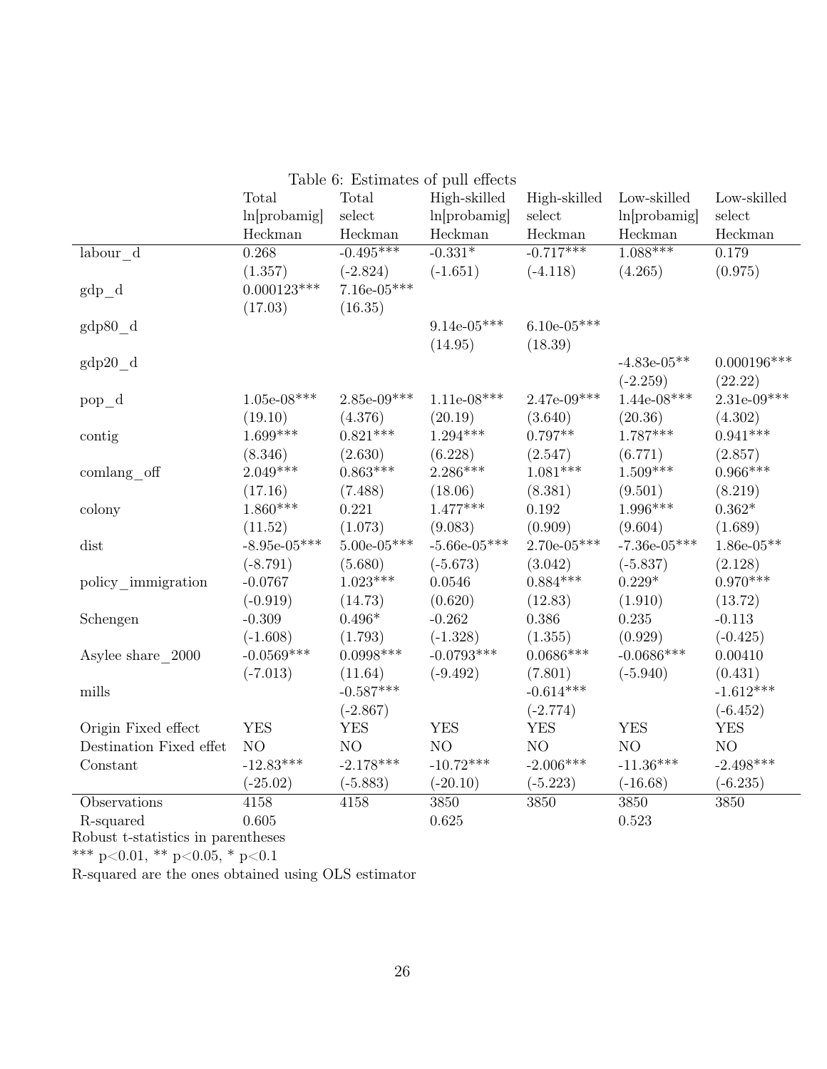Table 6: Estimates of pull effects

| | Total ln[probamig] Heckman | Total select Heckman | High-skilled ln[probamig] Heckman | High-skilled select Heckman | Low-skilled ln[probamig] Heckman | Low-skilled select Heckman |
|---|---|---|---|---|---|---|
| labour_d | 0.268 | -0.495*** | -0.331* | -0.717*** | 1.088*** | 0.179 |
| | (1.357) | (-2.824) | (-1.651) | (-4.118) | (4.265) | (0.975) |
| gdp_d | 0.000123*** | 7.16e-05*** | | | | |
| | (17.03) | (16.35) | | | | |
| gdp80_d | | | 9.14e-05*** | 6.10e-05*** | | |
| | | | (14.95) | (18.39) | | |
| gdp20_d | | | | | -4.83e-05** | 0.000196*** |
| | | | | | (-2.259) | (22.22) |
| pop_d | 1.05e-08*** | 2.85e-09*** | 1.11e-08*** | 2.47e-09*** | 1.44e-08*** | 2.31e-09*** |
| | (19.10) | (4.376) | (20.19) | (3.640) | (20.36) | (4.302) |
| contig | 1.699*** | 0.821*** | 1.294*** | 0.797** | 1.787*** | 0.941*** |
| | (8.346) | (2.630) | (6.228) | (2.547) | (6.771) | (2.857) |
| comlang_off | 2.049*** | 0.863*** | 2.286*** | 1.081*** | 1.509*** | 0.966*** |
| | (17.16) | (7.488) | (18.06) | (8.381) | (9.501) | (8.219) |
| colony | 1.860*** | 0.221 | 1.477*** | 0.192 | 1.996*** | 0.362* |
| | (11.52) | (1.073) | (9.083) | (0.909) | (9.604) | (1.689) |
| dist | -8.95e-05*** | 5.00e-05*** | -5.66e-05*** | 2.70e-05*** | -7.36e-05*** | 1.86e-05** |
| | (-8.791) | (5.680) | (-5.673) | (3.042) | (-5.837) | (2.128) |
| policy_immigration | -0.0767 | 1.023*** | 0.0546 | 0.884*** | 0.229* | 0.970*** |
| | (-0.919) | (14.73) | (0.620) | (12.83) | (1.910) | (13.72) |
| Schengen | -0.309 | 0.496* | -0.262 | 0.386 | 0.235 | -0.113 |
| | (-1.608) | (1.793) | (-1.328) | (1.355) | (0.929) | (-0.425) |
| Asylee share_2000 | -0.0569*** | 0.0998*** | -0.0793*** | 0.0686*** | -0.0686*** | 0.00410 |
| | (-7.013) | (11.64) | (-9.492) | (7.801) | (-5.940) | (0.431) |
| mills | | -0.587*** | | -0.614*** | | -1.612*** |
| | | (-2.867) | | (-2.774) | | (-6.452) |
| Origin Fixed effect | YES | YES | YES | YES | YES | YES |
| Destination Fixed effet | NO | NO | NO | NO | NO | NO |
| Constant | -12.83*** | -2.178*** | -10.72*** | -2.006*** | -11.36*** | -2.498*** |
| | (-25.02) | (-5.883) | (-20.10) | (-5.223) | (-16.68) | (-6.235) |
| Observations | 4158 | 4158 | 3850 | 3850 | 3850 | 3850 |
| R-squared | 0.605 | | 0.625 | | 0.523 | |

Robust t-statistics in parentheses

*** p<0.01, ** p<0.05, * p<0.1

R-squared are the ones obtained using OLS estimator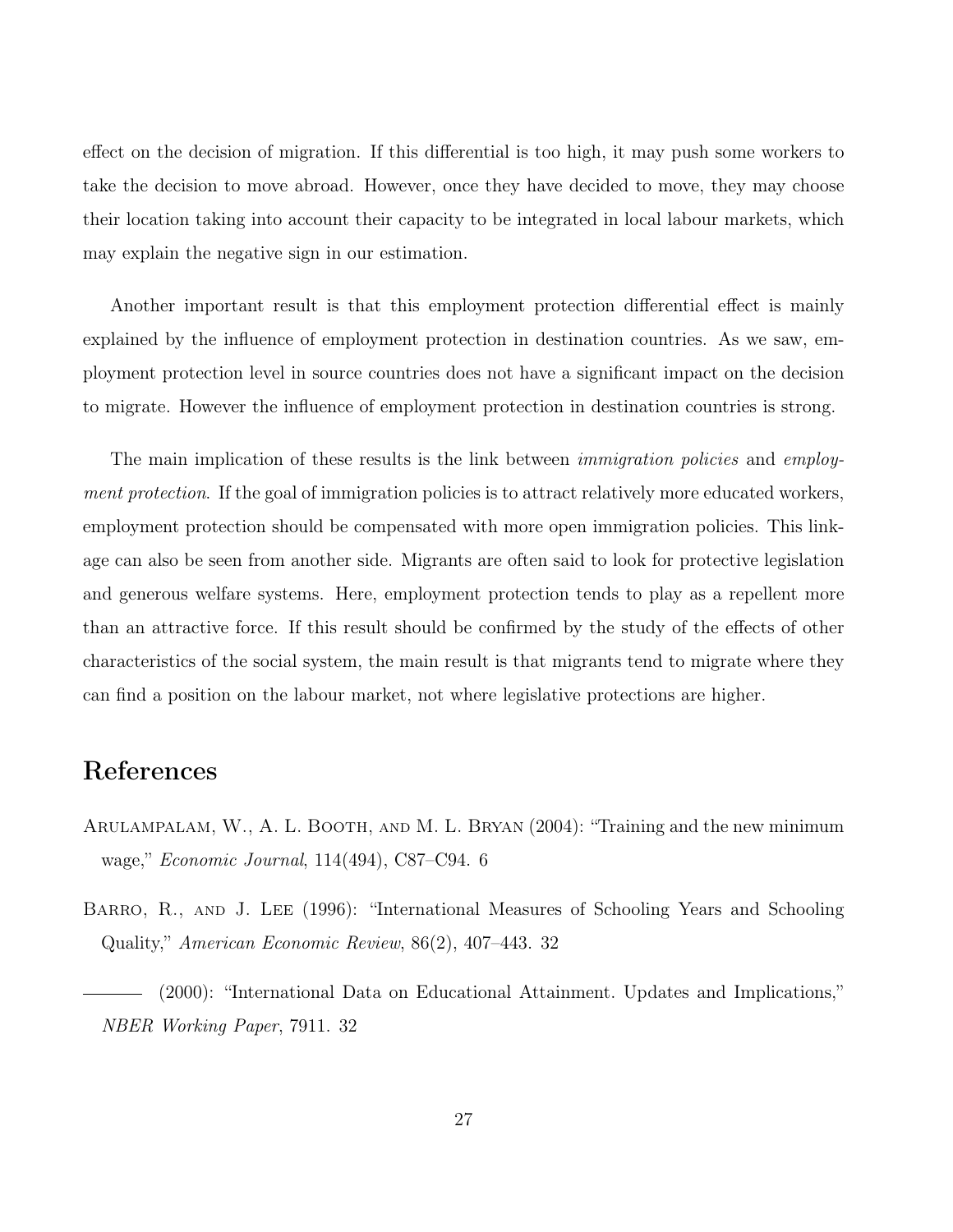effect on the decision of migration. If this differential is too high, it may push some workers to take the decision to move abroad. However, once they have decided to move, they may choose their location taking into account their capacity to be integrated in local labour markets, which may explain the negative sign in our estimation.

Another important result is that this employment protection differential effect is mainly explained by the influence of employment protection in destination countries. As we saw, employment protection level in source countries does not have a significant impact on the decision to migrate. However the influence of employment protection in destination countries is strong.

The main implication of these results is the link between *immigration policies* and *employment protection*. If the goal of immigration policies is to attract relatively more educated workers, employment protection should be compensated with more open immigration policies. This linkage can also be seen from another side. Migrants are often said to look for protective legislation and generous welfare systems. Here, employment protection tends to play as a repellent more than an attractive force. If this result should be confirmed by the study of the effects of other characteristics of the social system, the main result is that migrants tend to migrate where they can find a position on the labour market, not where legislative protections are higher.

# References

Arulampalam, W., A. L. Booth, and M. L. Bryan (2004): "Training and the new minimum wage," *Economic Journal*, 114(494), C87–C94. 6

Barro, R., and J. Lee (1996): "International Measures of Schooling Years and Schooling Quality," *American Economic Review*, 86(2), 407–443. 32

——— (2000): "International Data on Educational Attainment. Updates and Implications," *NBER Working Paper*, 7911. 32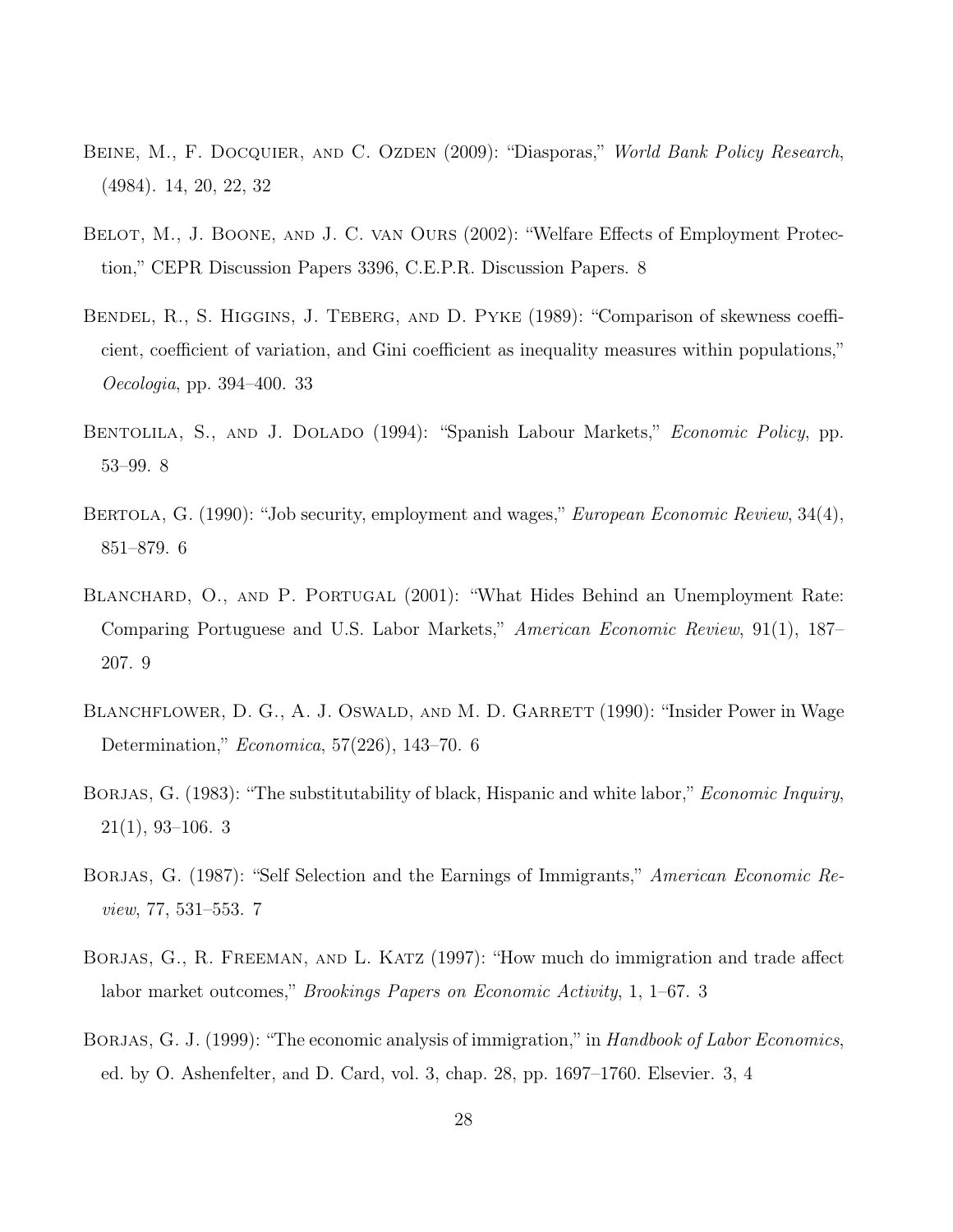Beine, M., F. Docquier, and C. Ozden (2009): "Diasporas," *World Bank Policy Research*, (4984). 14, 20, 22, 32

Belot, M., J. Boone, and J. C. van Ours (2002): "Welfare Effects of Employment Protection," CEPR Discussion Papers 3396, C.E.P.R. Discussion Papers. 8

Bendel, R., S. Higgins, J. Teberg, and D. Pyke (1989): "Comparison of skewness coefficient, coefficient of variation, and Gini coefficient as inequality measures within populations," *Oecologia*, pp. 394–400. 33

Bentolila, S., and J. Dolado (1994): "Spanish Labour Markets," *Economic Policy*, pp. 53–99. 8

Bertola, G. (1990): "Job security, employment and wages," *European Economic Review*, 34(4), 851–879. 6

Blanchard, O., and P. Portugal (2001): "What Hides Behind an Unemployment Rate: Comparing Portuguese and U.S. Labor Markets," *American Economic Review*, 91(1), 187–207. 9

Blanchflower, D. G., A. J. Oswald, and M. D. Garrett (1990): "Insider Power in Wage Determination," *Economica*, 57(226), 143–70. 6

Borjas, G. (1983): "The substitutability of black, Hispanic and white labor," *Economic Inquiry*, 21(1), 93–106. 3

Borjas, G. (1987): "Self Selection and the Earnings of Immigrants," *American Economic Review*, 77, 531–553. 7

Borjas, G., R. Freeman, and L. Katz (1997): "How much do immigration and trade affect labor market outcomes," *Brookings Papers on Economic Activity*, 1, 1–67. 3

Borjas, G. J. (1999): "The economic analysis of immigration," in *Handbook of Labor Economics*, ed. by O. Ashenfelter, and D. Card, vol. 3, chap. 28, pp. 1697–1760. Elsevier. 3, 4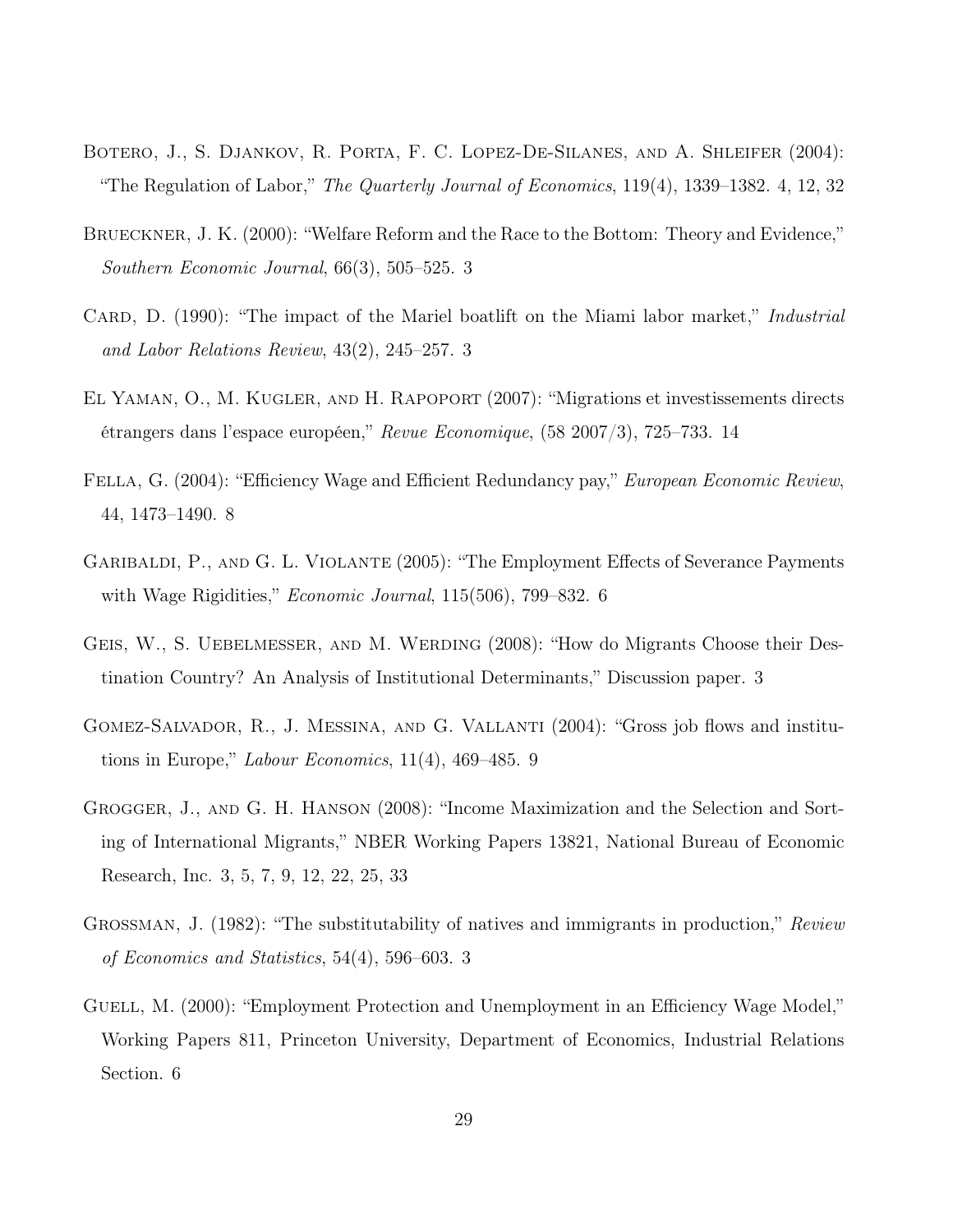Botero, J., S. Djankov, R. Porta, F. C. Lopez-De-Silanes, and A. Shleifer (2004): "The Regulation of Labor," *The Quarterly Journal of Economics*, 119(4), 1339–1382. 4, 12, 32

Brueckner, J. K. (2000): "Welfare Reform and the Race to the Bottom: Theory and Evidence," *Southern Economic Journal*, 66(3), 505–525. 3

Card, D. (1990): "The impact of the Mariel boatlift on the Miami labor market," *Industrial and Labor Relations Review*, 43(2), 245–257. 3

El Yaman, O., M. Kugler, and H. Rapoport (2007): "Migrations et investissements directs étrangers dans l'espace européen," *Revue Economique*, (58 2007/3), 725–733. 14

Fella, G. (2004): "Efficiency Wage and Efficient Redundancy pay," *European Economic Review*, 44, 1473–1490. 8

Garibaldi, P., and G. L. Violante (2005): "The Employment Effects of Severance Payments with Wage Rigidities," *Economic Journal*, 115(506), 799–832. 6

Geis, W., S. Uebelmesser, and M. Werding (2008): "How do Migrants Choose their Destination Country? An Analysis of Institutional Determinants," Discussion paper. 3

Gomez-Salvador, R., J. Messina, and G. Vallanti (2004): "Gross job flows and institutions in Europe," *Labour Economics*, 11(4), 469–485. 9

Grogger, J., and G. H. Hanson (2008): "Income Maximization and the Selection and Sorting of International Migrants," NBER Working Papers 13821, National Bureau of Economic Research, Inc. 3, 5, 7, 9, 12, 22, 25, 33

Grossman, J. (1982): "The substitutability of natives and immigrants in production," *Review of Economics and Statistics*, 54(4), 596–603. 3

Guell, M. (2000): "Employment Protection and Unemployment in an Efficiency Wage Model," Working Papers 811, Princeton University, Department of Economics, Industrial Relations Section. 6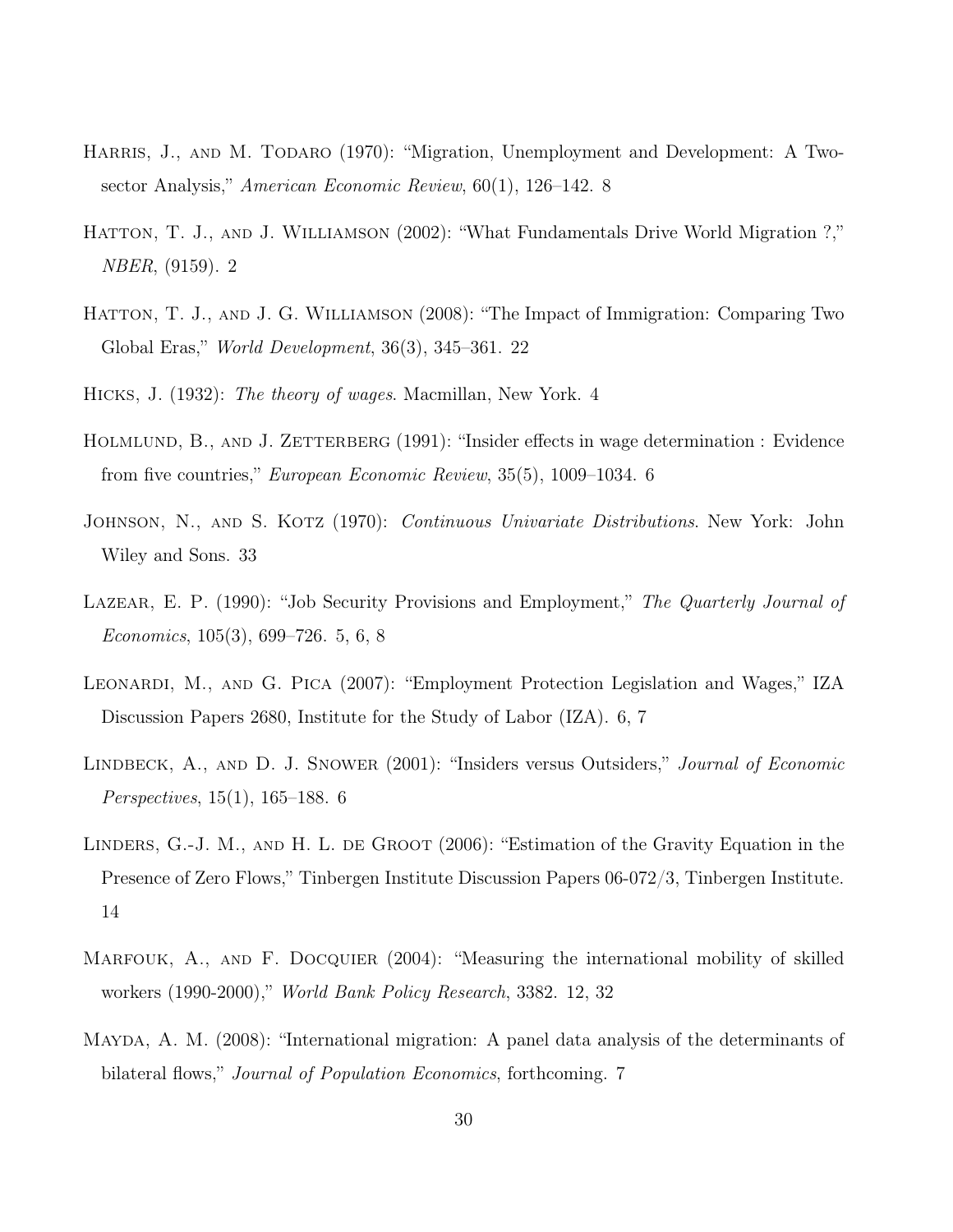Harris, J., and M. Todaro (1970): "Migration, Unemployment and Development: A Two-sector Analysis," *American Economic Review*, 60(1), 126–142. 8

Hatton, T. J., and J. Williamson (2002): "What Fundamentals Drive World Migration ?," *NBER*, (9159). 2

Hatton, T. J., and J. G. Williamson (2008): "The Impact of Immigration: Comparing Two Global Eras," *World Development*, 36(3), 345–361. 22

Hicks, J. (1932): *The theory of wages*. Macmillan, New York. 4

Holmlund, B., and J. Zetterberg (1991): "Insider effects in wage determination : Evidence from five countries," *European Economic Review*, 35(5), 1009–1034. 6

Johnson, N., and S. Kotz (1970): *Continuous Univariate Distributions*. New York: John Wiley and Sons. 33

Lazear, E. P. (1990): "Job Security Provisions and Employment," *The Quarterly Journal of Economics*, 105(3), 699–726. 5, 6, 8

Leonardi, M., and G. Pica (2007): "Employment Protection Legislation and Wages," IZA Discussion Papers 2680, Institute for the Study of Labor (IZA). 6, 7

Lindbeck, A., and D. J. Snower (2001): "Insiders versus Outsiders," *Journal of Economic Perspectives*, 15(1), 165–188. 6

Linders, G.-J. M., and H. L. de Groot (2006): "Estimation of the Gravity Equation in the Presence of Zero Flows," Tinbergen Institute Discussion Papers 06-072/3, Tinbergen Institute. 14

Marfouk, A., and F. Docquier (2004): "Measuring the international mobility of skilled workers (1990-2000)," *World Bank Policy Research*, 3382. 12, 32

Mayda, A. M. (2008): "International migration: A panel data analysis of the determinants of bilateral flows," *Journal of Population Economics*, forthcoming. 7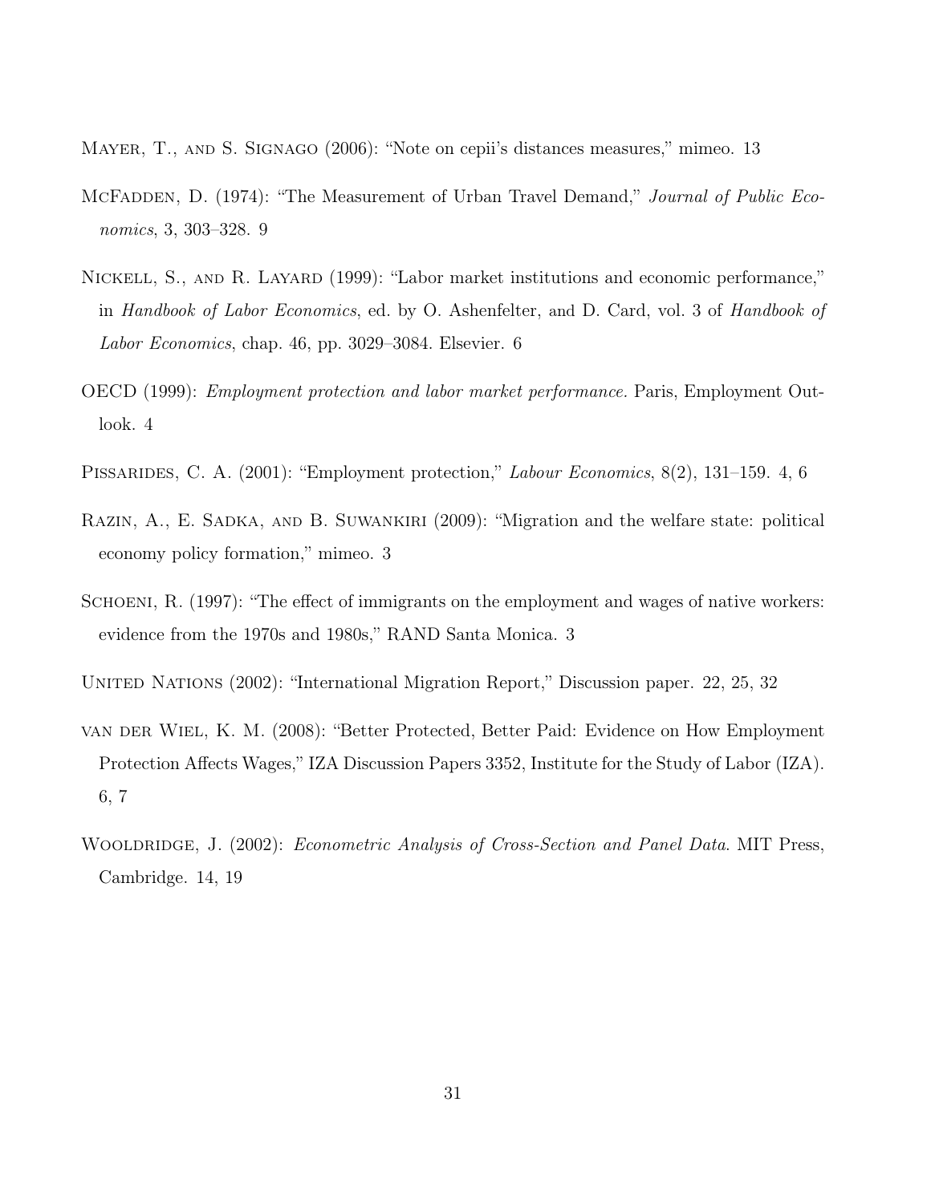Mayer, T., and S. Signago (2006): "Note on cepii's distances measures," mimeo. 13

McFadden, D. (1974): "The Measurement of Urban Travel Demand," *Journal of Public Economics*, 3, 303–328. 9

Nickell, S., and R. Layard (1999): "Labor market institutions and economic performance," in *Handbook of Labor Economics*, ed. by O. Ashenfelter, and D. Card, vol. 3 of *Handbook of Labor Economics*, chap. 46, pp. 3029–3084. Elsevier. 6

OECD (1999): *Employment protection and labor market performance.* Paris, Employment Outlook. 4

Pissarides, C. A. (2001): "Employment protection," *Labour Economics*, 8(2), 131–159. 4, 6

Razin, A., E. Sadka, and B. Suwankiri (2009): "Migration and the welfare state: political economy policy formation," mimeo. 3

Schoeni, R. (1997): "The effect of immigrants on the employment and wages of native workers: evidence from the 1970s and 1980s," RAND Santa Monica. 3

United Nations (2002): "International Migration Report," Discussion paper. 22, 25, 32

van der Wiel, K. M. (2008): "Better Protected, Better Paid: Evidence on How Employment Protection Affects Wages," IZA Discussion Papers 3352, Institute for the Study of Labor (IZA). 6, 7

Wooldridge, J. (2002): *Econometric Analysis of Cross-Section and Panel Data.* MIT Press, Cambridge. 14, 19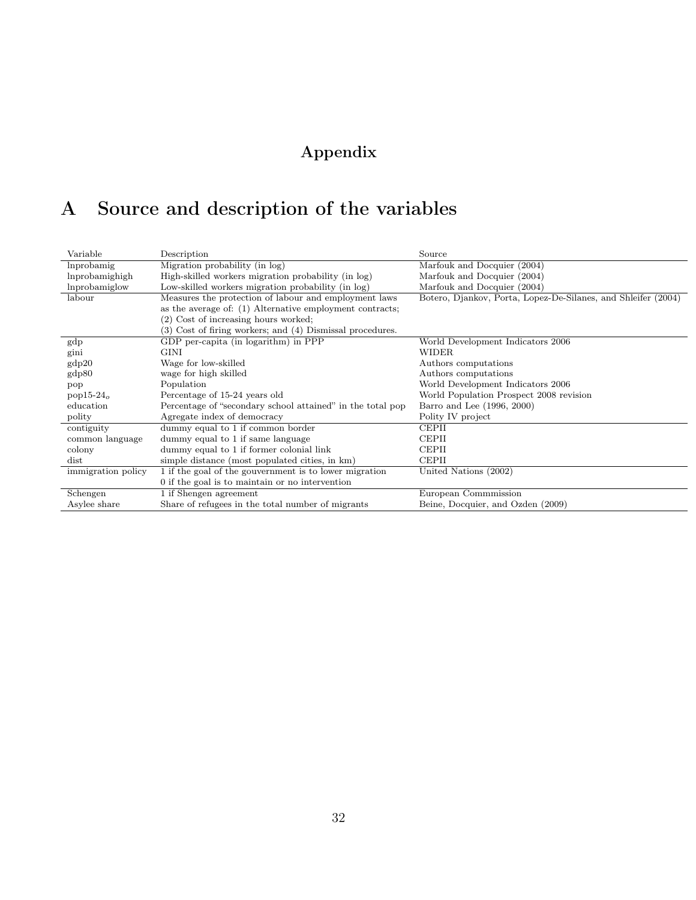# Appendix

# A Source and description of the variables

| Variable | Description | Source |
|---|---|---|
| lnprobamig | Migration probability (in log) | Marfouk and Docquier (2004) |
| lnprobamighigh | High-skilled workers migration probability (in log) | Marfouk and Docquier (2004) |
| lnprobamiglow | Low-skilled workers migration probability (in log) | Marfouk and Docquier (2004) |
| labour | Measures the protection of labour and employment laws as the average of: (1) Alternative employment contracts; (2) Cost of increasing hours worked; (3) Cost of firing workers; and (4) Dismissal procedures. | Botero, Djankov, Porta, Lopez-De-Silanes, and Shleifer (2004) |
| gdp | GDP per-capita (in logarithm) in PPP | World Development Indicators 2006 |
| gini | GINI | WIDER |
| gdp20 | Wage for low-skilled | Authors computations |
| gdp80 | wage for high skilled | Authors computations |
| pop | Population | World Development Indicators 2006 |
| pop15-24$_o$ | Percentage of 15-24 years old | World Population Prospect 2008 revision |
| education | Percentage of "secondary school attained" in the total pop | Barro and Lee (1996, 2000) |
| polity | Agregate index of democracy | Polity IV project |
| contiguity | dummy equal to 1 if common border | CEPII |
| common language | dummy equal to 1 if same language | CEPII |
| colony | dummy equal to 1 if former colonial link | CEPII |
| dist | simple distance (most populated cities, in km) | CEPII |
| immigration policy | 1 if the goal of the gouvernment is to lower migration 0 if the goal is to maintain or no intervention | United Nations (2002) |
| Schengen | 1 if Shengen agreement | European Commmission |
| Asylee share | Share of refugees in the total number of migrants | Beine, Docquier, and Ozden (2009) |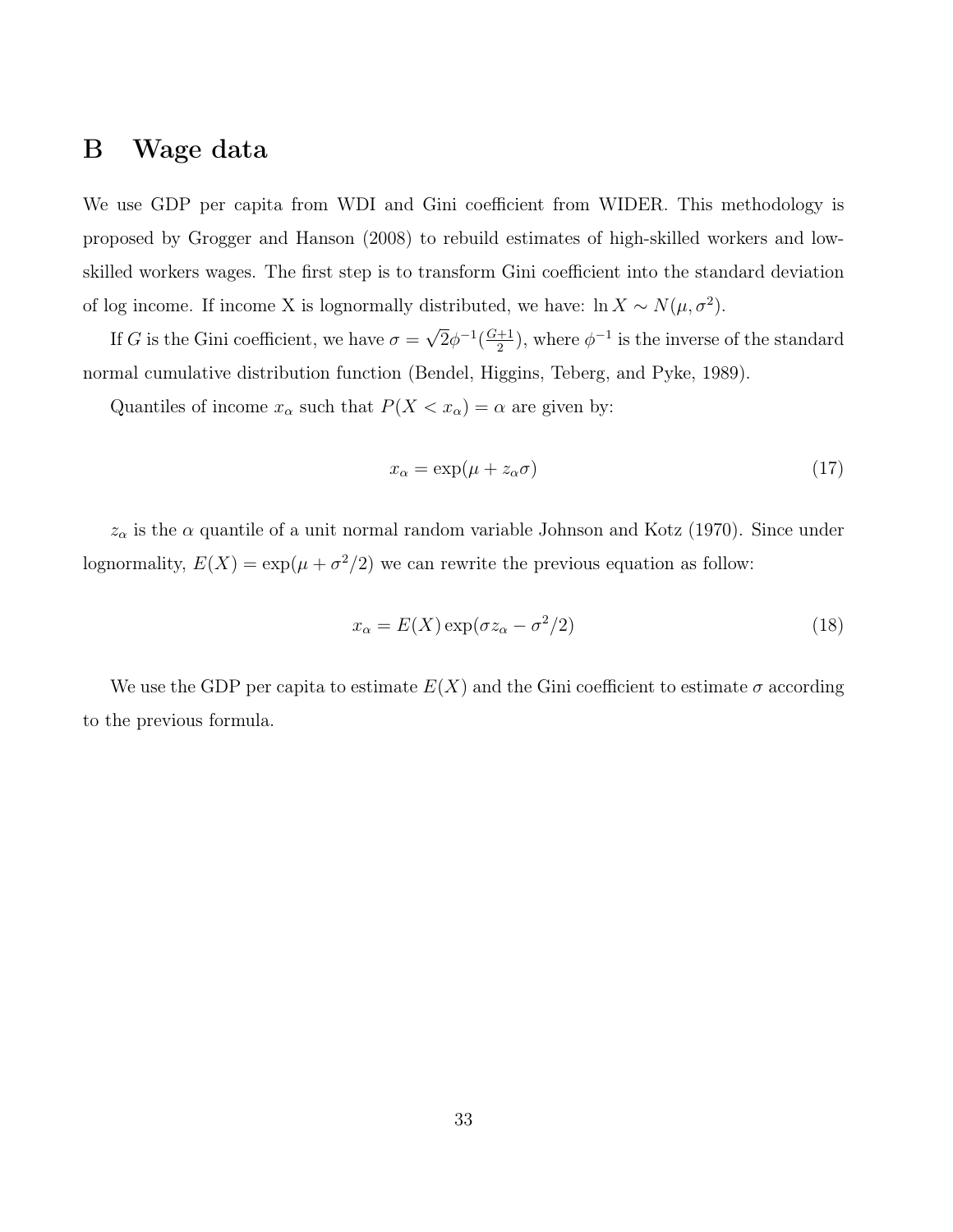# B Wage data

We use GDP per capita from WDI and Gini coefficient from WIDER. This methodology is proposed by Grogger and Hanson (2008) to rebuild estimates of high-skilled workers and low-skilled workers wages. The first step is to transform Gini coefficient into the standard deviation of log income. If income X is lognormally distributed, we have: $\ln X \sim N(\mu, \sigma^2)$.

If $G$ is the Gini coefficient, we have $\sigma = \sqrt{2}\phi^{-1}(\frac{G+1}{2})$, where $\phi^{-1}$ is the inverse of the standard normal cumulative distribution function (Bendel, Higgins, Teberg, and Pyke, 1989).

Quantiles of income $x_\alpha$ such that $P(X < x_\alpha) = \alpha$ are given by:

$$x_\alpha = \exp(\mu + z_\alpha \sigma) \tag{17}$$

$z_\alpha$ is the $\alpha$ quantile of a unit normal random variable Johnson and Kotz (1970). Since under lognormality, $E(X) = \exp(\mu + \sigma^2/2)$ we can rewrite the previous equation as follow:

$$x_\alpha = E(X)\exp(\sigma z_\alpha - \sigma^2/2) \tag{18}$$

We use the GDP per capita to estimate $E(X)$ and the Gini coefficient to estimate $\sigma$ according to the previous formula.